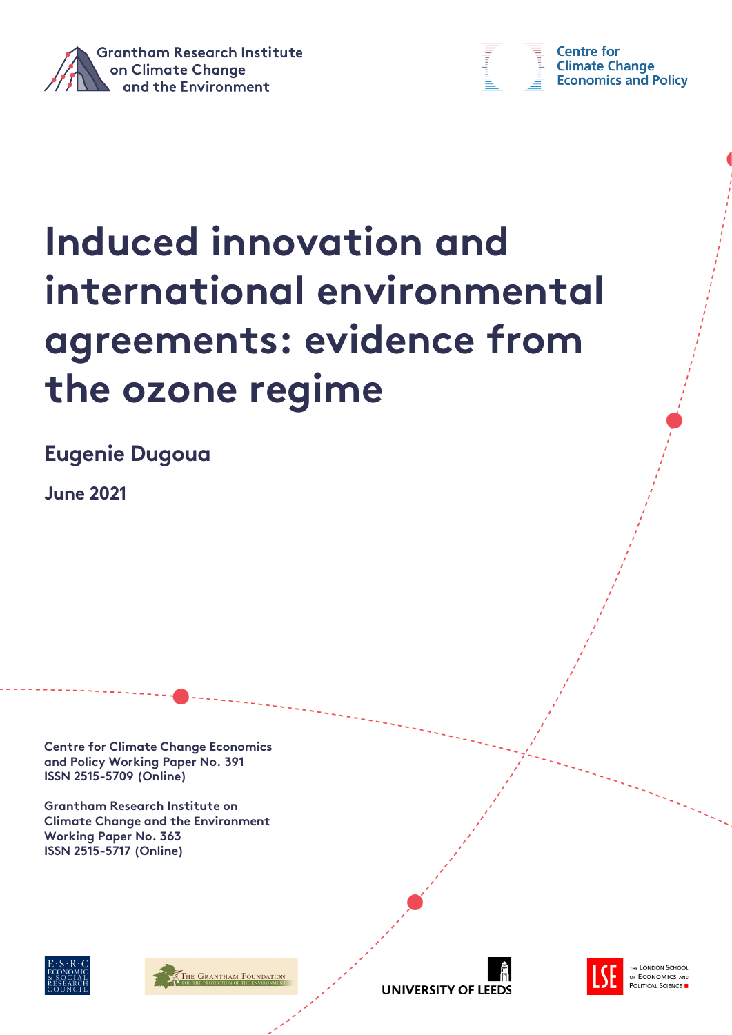Grantham Research Institute on Climate Change and the Environment

Centre for Climate Change Economics and Policy

# Induced innovation and international environmental agreements: evidence from the ozone regime

**Eugenie Dugoua**

**June 2021**

Centre for Climate Change Economics and Policy Working Paper No. 391
ISSN 2515-5709 (Online)

Grantham Research Institute on Climate Change and the Environment Working Paper No. 363
ISSN 2515-5717 (Online)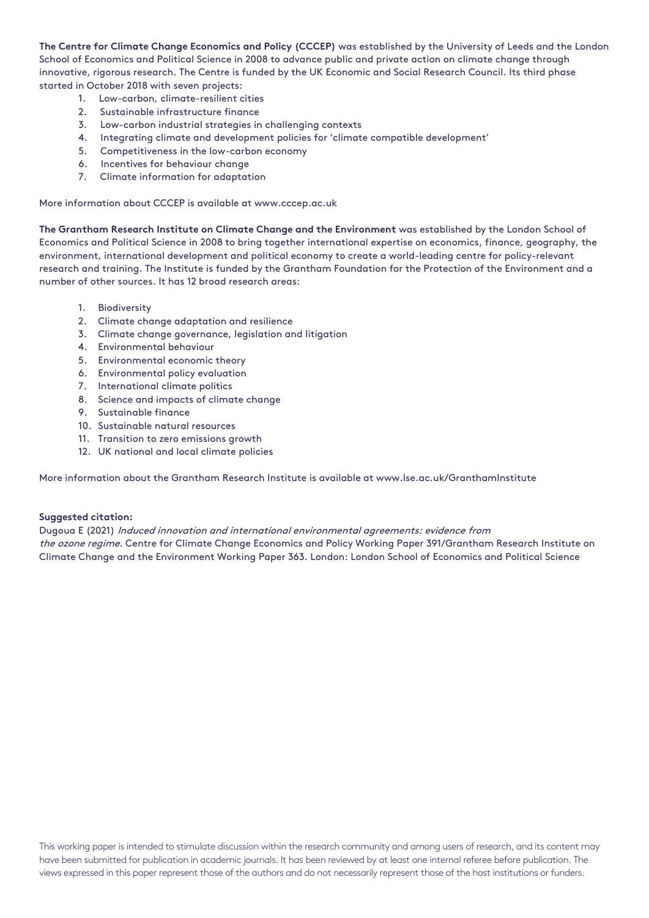**The Centre for Climate Change Economics and Policy (CCCEP)** was established by the University of Leeds and the London School of Economics and Political Science in 2008 to advance public and private action on climate change through innovative, rigorous research. The Centre is funded by the UK Economic and Social Research Council. Its third phase started in October 2018 with seven projects:

1. Low-carbon, climate-resilient cities
2. Sustainable infrastructure finance
3. Low-carbon industrial strategies in challenging contexts
4. Integrating climate and development policies for 'climate compatible development'
5. Competitiveness in the low-carbon economy
6. Incentives for behaviour change
7. Climate information for adaptation

More information about CCCEP is available at www.cccep.ac.uk

**The Grantham Research Institute on Climate Change and the Environment** was established by the London School of Economics and Political Science in 2008 to bring together international expertise on economics, finance, geography, the environment, international development and political economy to create a world-leading centre for policy-relevant research and training. The Institute is funded by the Grantham Foundation for the Protection of the Environment and a number of other sources. It has 12 broad research areas:

1. Biodiversity
2. Climate change adaptation and resilience
3. Climate change governance, legislation and litigation
4. Environmental behaviour
5. Environmental economic theory
6. Environmental policy evaluation
7. International climate politics
8. Science and impacts of climate change
9. Sustainable finance
10. Sustainable natural resources
11. Transition to zero emissions growth
12. UK national and local climate policies

More information about the Grantham Research Institute is available at www.lse.ac.uk/GranthamInstitute

**Suggested citation:**

Dugoua E (2021) *Induced innovation and international environmental agreements: evidence from the ozone regime*. Centre for Climate Change Economics and Policy Working Paper 391/Grantham Research Institute on Climate Change and the Environment Working Paper 363. London: London School of Economics and Political Science

This working paper is intended to stimulate discussion within the research community and among users of research, and its content may have been submitted for publication in academic journals. It has been reviewed by at least one internal referee before publication. The views expressed in this paper represent those of the authors and do not necessarily represent those of the host institutions or funders.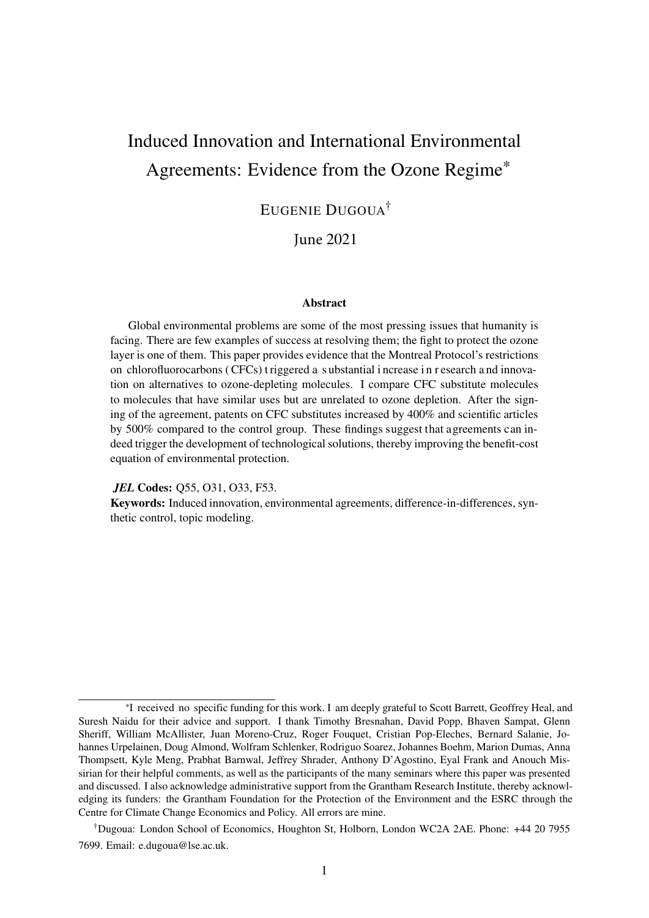# Induced Innovation and International Environmental Agreements: Evidence from the Ozone Regime*

EUGENIE DUGOUA†

June 2021

### Abstract

Global environmental problems are some of the most pressing issues that humanity is facing. There are few examples of success at resolving them; the fight to protect the ozone layer is one of them. This paper provides evidence that the Montreal Protocol's restrictions on chlorofluorocarbons (CFCs) triggered a substantial increase in research and innovation on alternatives to ozone-depleting molecules. I compare CFC substitute molecules to molecules that have similar uses but are unrelated to ozone depletion. After the signing of the agreement, patents on CFC substitutes increased by 400% and scientific articles by 500% compared to the control group. These findings suggest that agreements can indeed trigger the development of technological solutions, thereby improving the benefit-cost equation of environmental protection.

***JEL* Codes:** Q55, O31, O33, F53.

**Keywords:** Induced innovation, environmental agreements, difference-in-differences, synthetic control, topic modeling.

---

*I received no specific funding for this work. I am deeply grateful to Scott Barrett, Geoffrey Heal, and Suresh Naidu for their advice and support. I thank Timothy Bresnahan, David Popp, Bhaven Sampat, Glenn Sheriff, William McAllister, Juan Moreno-Cruz, Roger Fouquet, Cristian Pop-Eleches, Bernard Salanie, Johannes Urpelainen, Doug Almond, Wolfram Schlenker, Rodriguo Soarez, Johannes Boehm, Marion Dumas, Anna Thompsett, Kyle Meng, Prabhat Barnwal, Jeffrey Shrader, Anthony D'Agostino, Eyal Frank and Anouch Missirian for their helpful comments, as well as the participants of the many seminars where this paper was presented and discussed. I also acknowledge administrative support from the Grantham Research Institute, thereby acknowledging its funders: the Grantham Foundation for the Protection of the Environment and the ESRC through the Centre for Climate Change Economics and Policy. All errors are mine.

†Dugoua: London School of Economics, Houghton St, Holborn, London WC2A 2AE. Phone: +44 20 7955 7699. Email: e.dugoua@lse.ac.uk.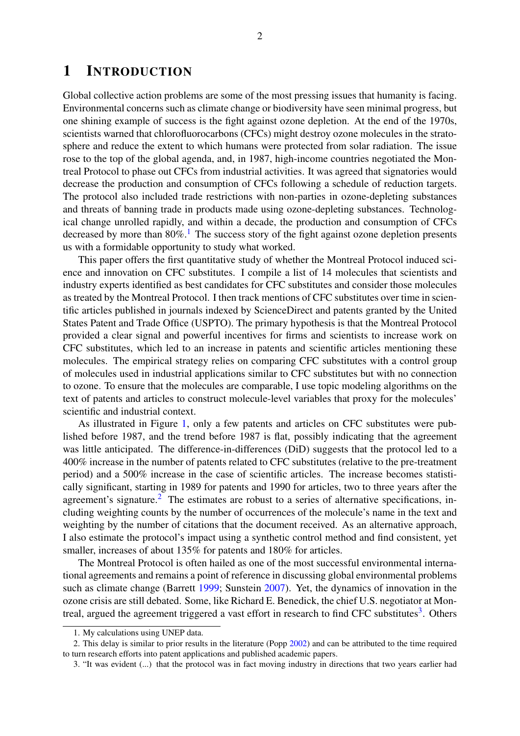# 1 Introduction

Global collective action problems are some of the most pressing issues that humanity is facing. Environmental concerns such as climate change or biodiversity have seen minimal progress, but one shining example of success is the fight against ozone depletion. At the end of the 1970s, scientists warned that chlorofluorocarbons (CFCs) might destroy ozone molecules in the stratosphere and reduce the extent to which humans were protected from solar radiation. The issue rose to the top of the global agenda, and, in 1987, high-income countries negotiated the Montreal Protocol to phase out CFCs from industrial activities. It was agreed that signatories would decrease the production and consumption of CFCs following a schedule of reduction targets. The protocol also included trade restrictions with non-parties in ozone-depleting substances and threats of banning trade in products made using ozone-depleting substances. Technological change unrolled rapidly, and within a decade, the production and consumption of CFCs decreased by more than 80%.[1] The success story of the fight against ozone depletion presents us with a formidable opportunity to study what worked.

This paper offers the first quantitative study of whether the Montreal Protocol induced science and innovation on CFC substitutes. I compile a list of 14 molecules that scientists and industry experts identified as best candidates for CFC substitutes and consider those molecules as treated by the Montreal Protocol. I then track mentions of CFC substitutes over time in scientific articles published in journals indexed by ScienceDirect and patents granted by the United States Patent and Trade Office (USPTO). The primary hypothesis is that the Montreal Protocol provided a clear signal and powerful incentives for firms and scientists to increase work on CFC substitutes, which led to an increase in patents and scientific articles mentioning these molecules. The empirical strategy relies on comparing CFC substitutes with a control group of molecules used in industrial applications similar to CFC substitutes but with no connection to ozone. To ensure that the molecules are comparable, I use topic modeling algorithms on the text of patents and articles to construct molecule-level variables that proxy for the molecules' scientific and industrial context.

As illustrated in Figure 1, only a few patents and articles on CFC substitutes were published before 1987, and the trend before 1987 is flat, possibly indicating that the agreement was little anticipated. The difference-in-differences (DiD) suggests that the protocol led to a 400% increase in the number of patents related to CFC substitutes (relative to the pre-treatment period) and a 500% increase in the case of scientific articles. The increase becomes statistically significant, starting in 1989 for patents and 1990 for articles, two to three years after the agreement's signature.[2] The estimates are robust to a series of alternative specifications, including weighting counts by the number of occurrences of the molecule's name in the text and weighting by the number of citations that the document received. As an alternative approach, I also estimate the protocol's impact using a synthetic control method and find consistent, yet smaller, increases of about 135% for patents and 180% for articles.

The Montreal Protocol is often hailed as one of the most successful environmental international agreements and remains a point of reference in discussing global environmental problems such as climate change (Barrett 1999; Sunstein 2007). Yet, the dynamics of innovation in the ozone crisis are still debated. Some, like Richard E. Benedick, the chief U.S. negotiator at Montreal, argued the agreement triggered a vast effort in research to find CFC substitutes[3]. Others

1. My calculations using UNEP data.

2. This delay is similar to prior results in the literature (Popp 2002) and can be attributed to the time required to turn research efforts into patent applications and published academic papers.

3. "It was evident (...) that the protocol was in fact moving industry in directions that two years earlier had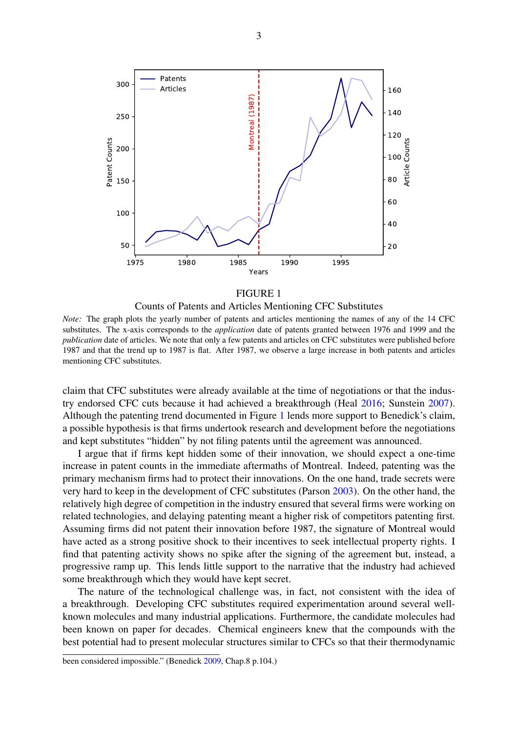FIGURE 1

Counts of Patents and Articles Mentioning CFC Substitutes

*Note:* The graph plots the yearly number of patents and articles mentioning the names of any of the 14 CFC substitutes. The x-axis corresponds to the *application* date of patents granted between 1976 and 1999 and the *publication* date of articles. We note that only a few patents and articles on CFC substitutes were published before 1987 and that the trend up to 1987 is flat. After 1987, we observe a large increase in both patents and articles mentioning CFC substitutes.

claim that CFC substitutes were already available at the time of negotiations or that the industry endorsed CFC cuts because it had achieved a breakthrough (Heal 2016; Sunstein 2007). Although the patenting trend documented in Figure 1 lends more support to Benedick's claim, a possible hypothesis is that firms undertook research and development before the negotiations and kept substitutes "hidden" by not filing patents until the agreement was announced.

I argue that if firms kept hidden some of their innovation, we should expect a one-time increase in patent counts in the immediate aftermaths of Montreal. Indeed, patenting was the primary mechanism firms had to protect their innovations. On the one hand, trade secrets were very hard to keep in the development of CFC substitutes (Parson 2003). On the other hand, the relatively high degree of competition in the industry ensured that several firms were working on related technologies, and delaying patenting meant a higher risk of competitors patenting first. Assuming firms did not patent their innovation before 1987, the signature of Montreal would have acted as a strong positive shock to their incentives to seek intellectual property rights. I find that patenting activity shows no spike after the signing of the agreement but, instead, a progressive ramp up. This lends little support to the narrative that the industry had achieved some breakthrough which they would have kept secret.

The nature of the technological challenge was, in fact, not consistent with the idea of a breakthrough. Developing CFC substitutes required experimentation around several well-known molecules and many industrial applications. Furthermore, the candidate molecules had been known on paper for decades. Chemical engineers knew that the compounds with the best potential had to present molecular structures similar to CFCs so that their thermodynamic

been considered impossible." (Benedick 2009, Chap.8 p.104.)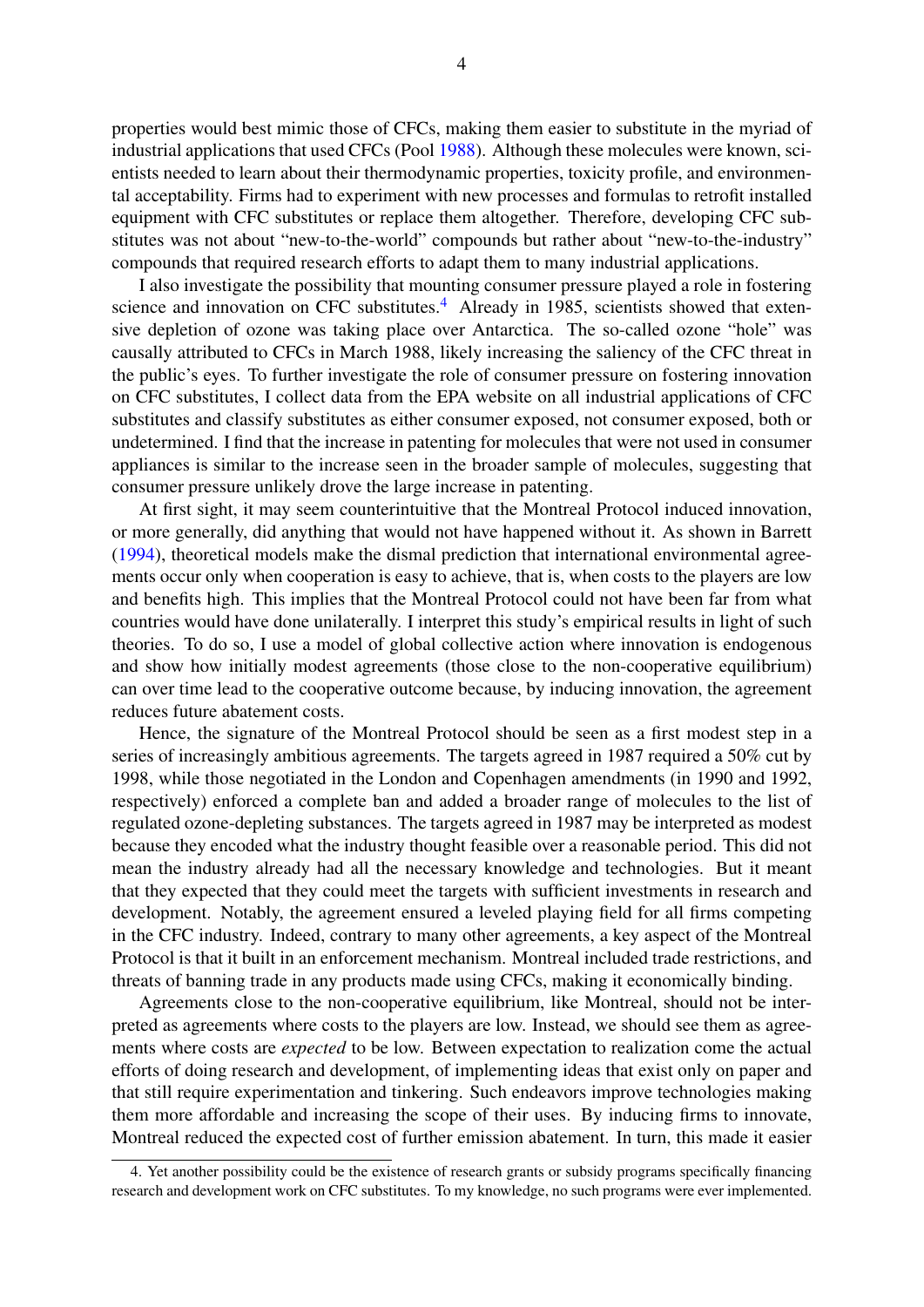properties would best mimic those of CFCs, making them easier to substitute in the myriad of industrial applications that used CFCs (Pool 1988). Although these molecules were known, scientists needed to learn about their thermodynamic properties, toxicity profile, and environmental acceptability. Firms had to experiment with new processes and formulas to retrofit installed equipment with CFC substitutes or replace them altogether. Therefore, developing CFC substitutes was not about "new-to-the-world" compounds but rather about "new-to-the-industry" compounds that required research efforts to adapt them to many industrial applications.

I also investigate the possibility that mounting consumer pressure played a role in fostering science and innovation on CFC substitutes.[4] Already in 1985, scientists showed that extensive depletion of ozone was taking place over Antarctica. The so-called ozone "hole" was causally attributed to CFCs in March 1988, likely increasing the saliency of the CFC threat in the public's eyes. To further investigate the role of consumer pressure on fostering innovation on CFC substitutes, I collect data from the EPA website on all industrial applications of CFC substitutes and classify substitutes as either consumer exposed, not consumer exposed, both or undetermined. I find that the increase in patenting for molecules that were not used in consumer appliances is similar to the increase seen in the broader sample of molecules, suggesting that consumer pressure unlikely drove the large increase in patenting.

At first sight, it may seem counterintuitive that the Montreal Protocol induced innovation, or more generally, did anything that would not have happened without it. As shown in Barrett (1994), theoretical models make the dismal prediction that international environmental agreements occur only when cooperation is easy to achieve, that is, when costs to the players are low and benefits high. This implies that the Montreal Protocol could not have been far from what countries would have done unilaterally. I interpret this study's empirical results in light of such theories. To do so, I use a model of global collective action where innovation is endogenous and show how initially modest agreements (those close to the non-cooperative equilibrium) can over time lead to the cooperative outcome because, by inducing innovation, the agreement reduces future abatement costs.

Hence, the signature of the Montreal Protocol should be seen as a first modest step in a series of increasingly ambitious agreements. The targets agreed in 1987 required a 50% cut by 1998, while those negotiated in the London and Copenhagen amendments (in 1990 and 1992, respectively) enforced a complete ban and added a broader range of molecules to the list of regulated ozone-depleting substances. The targets agreed in 1987 may be interpreted as modest because they encoded what the industry thought feasible over a reasonable period. This did not mean the industry already had all the necessary knowledge and technologies. But it meant that they expected that they could meet the targets with sufficient investments in research and development. Notably, the agreement ensured a leveled playing field for all firms competing in the CFC industry. Indeed, contrary to many other agreements, a key aspect of the Montreal Protocol is that it built in an enforcement mechanism. Montreal included trade restrictions, and threats of banning trade in any products made using CFCs, making it economically binding.

Agreements close to the non-cooperative equilibrium, like Montreal, should not be interpreted as agreements where costs to the players are low. Instead, we should see them as agreements where costs are *expected* to be low. Between expectation to realization come the actual efforts of doing research and development, of implementing ideas that exist only on paper and that still require experimentation and tinkering. Such endeavors improve technologies making them more affordable and increasing the scope of their uses. By inducing firms to innovate, Montreal reduced the expected cost of further emission abatement. In turn, this made it easier

4. Yet another possibility could be the existence of research grants or subsidy programs specifically financing research and development work on CFC substitutes. To my knowledge, no such programs were ever implemented.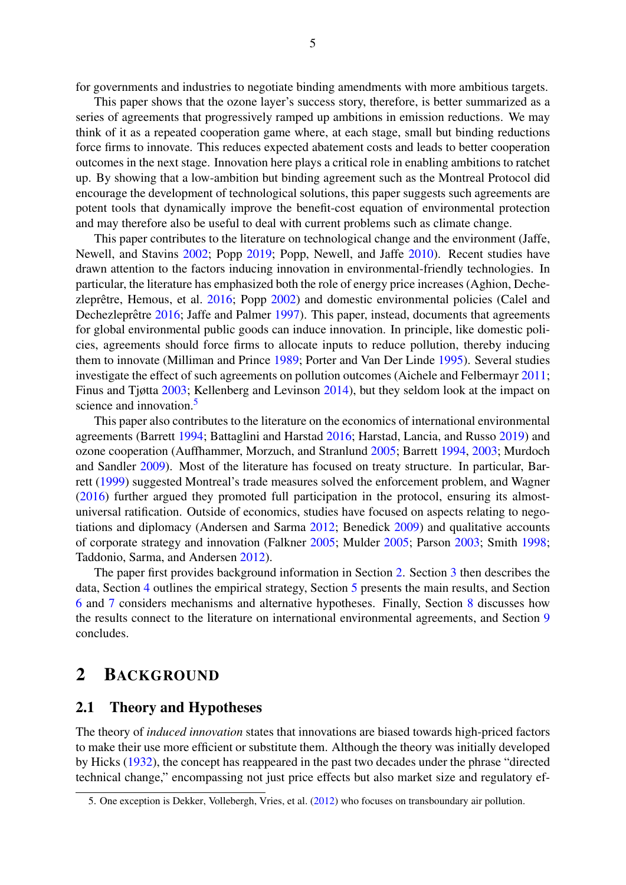for governments and industries to negotiate binding amendments with more ambitious targets.

This paper shows that the ozone layer's success story, therefore, is better summarized as a series of agreements that progressively ramped up ambitions in emission reductions. We may think of it as a repeated cooperation game where, at each stage, small but binding reductions force firms to innovate. This reduces expected abatement costs and leads to better cooperation outcomes in the next stage. Innovation here plays a critical role in enabling ambitions to ratchet up. By showing that a low-ambition but binding agreement such as the Montreal Protocol did encourage the development of technological solutions, this paper suggests such agreements are potent tools that dynamically improve the benefit-cost equation of environmental protection and may therefore also be useful to deal with current problems such as climate change.

This paper contributes to the literature on technological change and the environment (Jaffe, Newell, and Stavins 2002; Popp 2019; Popp, Newell, and Jaffe 2010). Recent studies have drawn attention to the factors inducing innovation in environmental-friendly technologies. In particular, the literature has emphasized both the role of energy price increases (Aghion, Dechezleprêtre, Hemous, et al. 2016; Popp 2002) and domestic environmental policies (Calel and Dechezleprêtre 2016; Jaffe and Palmer 1997). This paper, instead, documents that agreements for global environmental public goods can induce innovation. In principle, like domestic policies, agreements should force firms to allocate inputs to reduce pollution, thereby inducing them to innovate (Milliman and Prince 1989; Porter and Van Der Linde 1995). Several studies investigate the effect of such agreements on pollution outcomes (Aichele and Felbermayr 2011; Finus and Tjøtta 2003; Kellenberg and Levinson 2014), but they seldom look at the impact on science and innovation.[5]

This paper also contributes to the literature on the economics of international environmental agreements (Barrett 1994; Battaglini and Harstad 2016; Harstad, Lancia, and Russo 2019) and ozone cooperation (Auffhammer, Morzuch, and Stranlund 2005; Barrett 1994, 2003; Murdoch and Sandler 2009). Most of the literature has focused on treaty structure. In particular, Barrett (1999) suggested Montreal's trade measures solved the enforcement problem, and Wagner (2016) further argued they promoted full participation in the protocol, ensuring its almost-universal ratification. Outside of economics, studies have focused on aspects relating to negotiations and diplomacy (Andersen and Sarma 2012; Benedick 2009) and qualitative accounts of corporate strategy and innovation (Falkner 2005; Mulder 2005; Parson 2003; Smith 1998; Taddonio, Sarma, and Andersen 2012).

The paper first provides background information in Section 2. Section 3 then describes the data, Section 4 outlines the empirical strategy, Section 5 presents the main results, and Section 6 and 7 considers mechanisms and alternative hypotheses. Finally, Section 8 discusses how the results connect to the literature on international environmental agreements, and Section 9 concludes.

## 2 Background

### 2.1 Theory and Hypotheses

The theory of *induced innovation* states that innovations are biased towards high-priced factors to make their use more efficient or substitute them. Although the theory was initially developed by Hicks (1932), the concept has reappeared in the past two decades under the phrase "directed technical change," encompassing not just price effects but also market size and regulatory ef-

5. One exception is Dekker, Vollebergh, Vries, et al. (2012) who focuses on transboundary air pollution.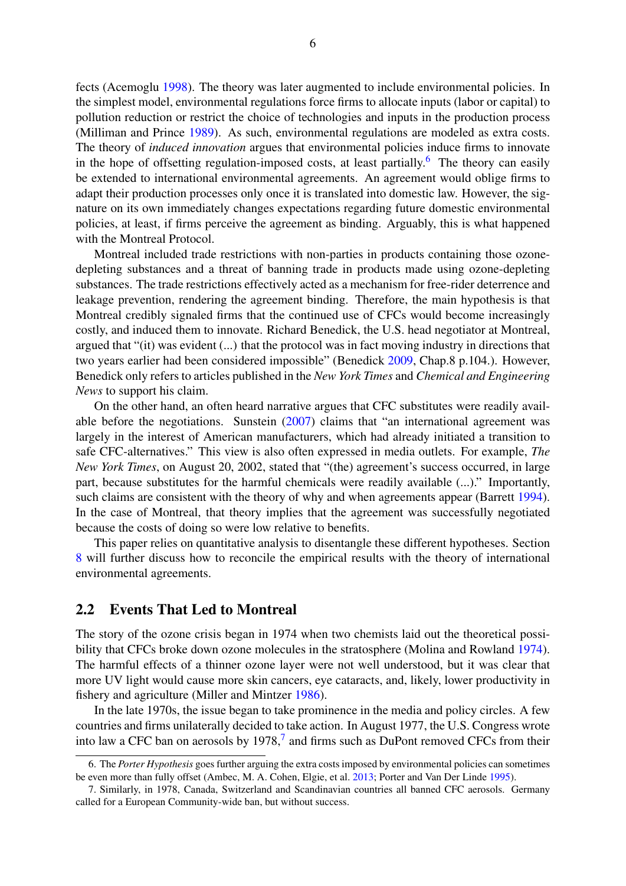fects (Acemoglu 1998). The theory was later augmented to include environmental policies. In the simplest model, environmental regulations force firms to allocate inputs (labor or capital) to pollution reduction or restrict the choice of technologies and inputs in the production process (Milliman and Prince 1989). As such, environmental regulations are modeled as extra costs. The theory of *induced innovation* argues that environmental policies induce firms to innovate in the hope of offsetting regulation-imposed costs, at least partially.[6] The theory can easily be extended to international environmental agreements. An agreement would oblige firms to adapt their production processes only once it is translated into domestic law. However, the signature on its own immediately changes expectations regarding future domestic environmental policies, at least, if firms perceive the agreement as binding. Arguably, this is what happened with the Montreal Protocol.

Montreal included trade restrictions with non-parties in products containing those ozone-depleting substances and a threat of banning trade in products made using ozone-depleting substances. The trade restrictions effectively acted as a mechanism for free-rider deterrence and leakage prevention, rendering the agreement binding. Therefore, the main hypothesis is that Montreal credibly signaled firms that the continued use of CFCs would become increasingly costly, and induced them to innovate. Richard Benedick, the U.S. head negotiator at Montreal, argued that "(it) was evident (...) that the protocol was in fact moving industry in directions that two years earlier had been considered impossible" (Benedick 2009, Chap.8 p.104.). However, Benedick only refers to articles published in the *New York Times* and *Chemical and Engineering News* to support his claim.

On the other hand, an often heard narrative argues that CFC substitutes were readily available before the negotiations. Sunstein (2007) claims that "an international agreement was largely in the interest of American manufacturers, which had already initiated a transition to safe CFC-alternatives." This view is also often expressed in media outlets. For example, *The New York Times*, on August 20, 2002, stated that "(the) agreement's success occurred, in large part, because substitutes for the harmful chemicals were readily available (...)." Importantly, such claims are consistent with the theory of why and when agreements appear (Barrett 1994). In the case of Montreal, that theory implies that the agreement was successfully negotiated because the costs of doing so were low relative to benefits.

This paper relies on quantitative analysis to disentangle these different hypotheses. Section 8 will further discuss how to reconcile the empirical results with the theory of international environmental agreements.

## 2.2 Events That Led to Montreal

The story of the ozone crisis began in 1974 when two chemists laid out the theoretical possibility that CFCs broke down ozone molecules in the stratosphere (Molina and Rowland 1974). The harmful effects of a thinner ozone layer were not well understood, but it was clear that more UV light would cause more skin cancers, eye cataracts, and, likely, lower productivity in fishery and agriculture (Miller and Mintzer 1986).

In the late 1970s, the issue began to take prominence in the media and policy circles. A few countries and firms unilaterally decided to take action. In August 1977, the U.S. Congress wrote into law a CFC ban on aerosols by 1978,[7] and firms such as DuPont removed CFCs from their

6. The *Porter Hypothesis* goes further arguing the extra costs imposed by environmental policies can sometimes be even more than fully offset (Ambec, M. A. Cohen, Elgie, et al. 2013; Porter and Van Der Linde 1995).

7. Similarly, in 1978, Canada, Switzerland and Scandinavian countries all banned CFC aerosols. Germany called for a European Community-wide ban, but without success.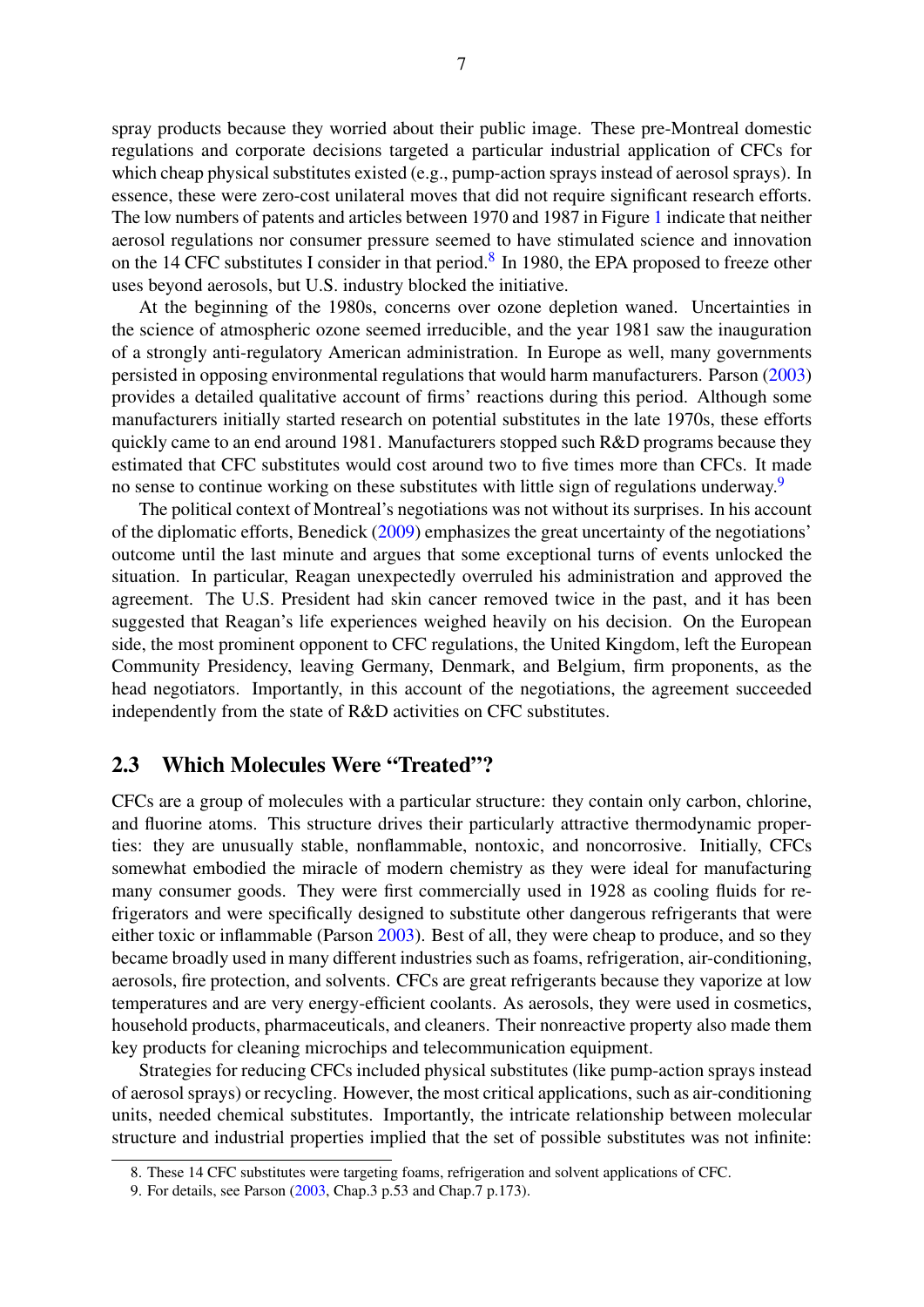spray products because they worried about their public image. These pre-Montreal domestic regulations and corporate decisions targeted a particular industrial application of CFCs for which cheap physical substitutes existed (e.g., pump-action sprays instead of aerosol sprays). In essence, these were zero-cost unilateral moves that did not require significant research efforts. The low numbers of patents and articles between 1970 and 1987 in Figure 1 indicate that neither aerosol regulations nor consumer pressure seemed to have stimulated science and innovation on the 14 CFC substitutes I consider in that period.[8] In 1980, the EPA proposed to freeze other uses beyond aerosols, but U.S. industry blocked the initiative.

At the beginning of the 1980s, concerns over ozone depletion waned. Uncertainties in the science of atmospheric ozone seemed irreducible, and the year 1981 saw the inauguration of a strongly anti-regulatory American administration. In Europe as well, many governments persisted in opposing environmental regulations that would harm manufacturers. Parson (2003) provides a detailed qualitative account of firms' reactions during this period. Although some manufacturers initially started research on potential substitutes in the late 1970s, these efforts quickly came to an end around 1981. Manufacturers stopped such R&D programs because they estimated that CFC substitutes would cost around two to five times more than CFCs. It made no sense to continue working on these substitutes with little sign of regulations underway.[9]

The political context of Montreal's negotiations was not without its surprises. In his account of the diplomatic efforts, Benedick (2009) emphasizes the great uncertainty of the negotiations' outcome until the last minute and argues that some exceptional turns of events unlocked the situation. In particular, Reagan unexpectedly overruled his administration and approved the agreement. The U.S. President had skin cancer removed twice in the past, and it has been suggested that Reagan's life experiences weighed heavily on his decision. On the European side, the most prominent opponent to CFC regulations, the United Kingdom, left the European Community Presidency, leaving Germany, Denmark, and Belgium, firm proponents, as the head negotiators. Importantly, in this account of the negotiations, the agreement succeeded independently from the state of R&D activities on CFC substitutes.

## 2.3 Which Molecules Were "Treated"?

CFCs are a group of molecules with a particular structure: they contain only carbon, chlorine, and fluorine atoms. This structure drives their particularly attractive thermodynamic properties: they are unusually stable, nonflammable, nontoxic, and noncorrosive. Initially, CFCs somewhat embodied the miracle of modern chemistry as they were ideal for manufacturing many consumer goods. They were first commercially used in 1928 as cooling fluids for refrigerators and were specifically designed to substitute other dangerous refrigerants that were either toxic or inflammable (Parson 2003). Best of all, they were cheap to produce, and so they became broadly used in many different industries such as foams, refrigeration, air-conditioning, aerosols, fire protection, and solvents. CFCs are great refrigerants because they vaporize at low temperatures and are very energy-efficient coolants. As aerosols, they were used in cosmetics, household products, pharmaceuticals, and cleaners. Their nonreactive property also made them key products for cleaning microchips and telecommunication equipment.

Strategies for reducing CFCs included physical substitutes (like pump-action sprays instead of aerosol sprays) or recycling. However, the most critical applications, such as air-conditioning units, needed chemical substitutes. Importantly, the intricate relationship between molecular structure and industrial properties implied that the set of possible substitutes was not infinite:

8. These 14 CFC substitutes were targeting foams, refrigeration and solvent applications of CFC.

9. For details, see Parson (2003, Chap.3 p.53 and Chap.7 p.173).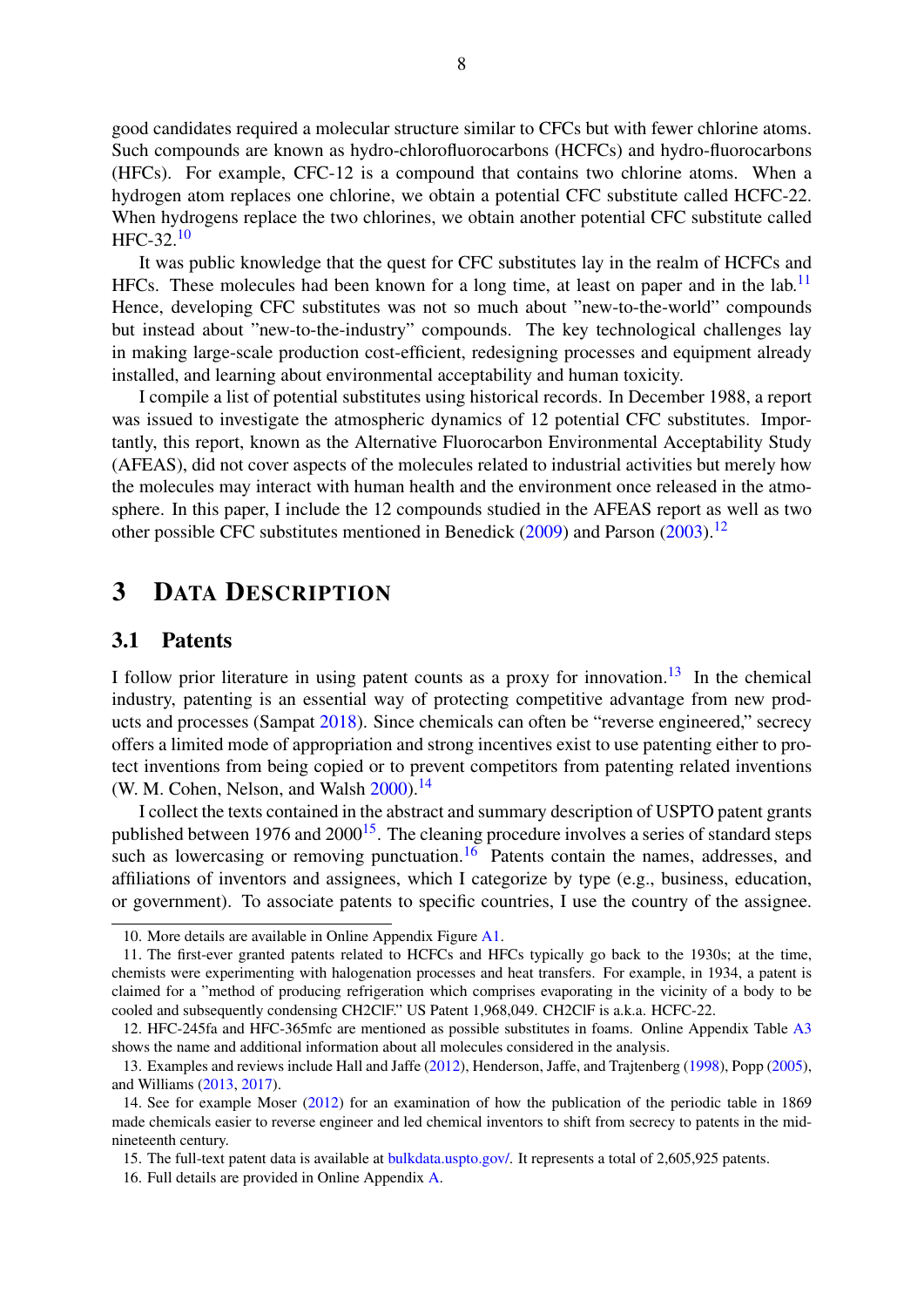good candidates required a molecular structure similar to CFCs but with fewer chlorine atoms. Such compounds are known as hydro-chlorofluorocarbons (HCFCs) and hydro-fluorocarbons (HFCs). For example, CFC-12 is a compound that contains two chlorine atoms. When a hydrogen atom replaces one chlorine, we obtain a potential CFC substitute called HCFC-22. When hydrogens replace the two chlorines, we obtain another potential CFC substitute called HFC-32.[10]

It was public knowledge that the quest for CFC substitutes lay in the realm of HCFCs and HFCs. These molecules had been known for a long time, at least on paper and in the lab.[11] Hence, developing CFC substitutes was not so much about "new-to-the-world" compounds but instead about "new-to-the-industry" compounds. The key technological challenges lay in making large-scale production cost-efficient, redesigning processes and equipment already installed, and learning about environmental acceptability and human toxicity.

I compile a list of potential substitutes using historical records. In December 1988, a report was issued to investigate the atmospheric dynamics of 12 potential CFC substitutes. Importantly, this report, known as the Alternative Fluorocarbon Environmental Acceptability Study (AFEAS), did not cover aspects of the molecules related to industrial activities but merely how the molecules may interact with human health and the environment once released in the atmosphere. In this paper, I include the 12 compounds studied in the AFEAS report as well as two other possible CFC substitutes mentioned in Benedick (2009) and Parson (2003).[12]

# 3 Data Description

## 3.1 Patents

I follow prior literature in using patent counts as a proxy for innovation.[13] In the chemical industry, patenting is an essential way of protecting competitive advantage from new products and processes (Sampat 2018). Since chemicals can often be "reverse engineered," secrecy offers a limited mode of appropriation and strong incentives exist to use patenting either to protect inventions from being copied or to prevent competitors from patenting related inventions (W. M. Cohen, Nelson, and Walsh 2000).[14]

I collect the texts contained in the abstract and summary description of USPTO patent grants published between 1976 and 2000[15]. The cleaning procedure involves a series of standard steps such as lowercasing or removing punctuation.[16] Patents contain the names, addresses, and affiliations of inventors and assignees, which I categorize by type (e.g., business, education, or government). To associate patents to specific countries, I use the country of the assignee.

---

10. More details are available in Online Appendix Figure A1.

11. The first-ever granted patents related to HCFCs and HFCs typically go back to the 1930s; at the time, chemists were experimenting with halogenation processes and heat transfers. For example, in 1934, a patent is claimed for a "method of producing refrigeration which comprises evaporating in the vicinity of a body to be cooled and subsequently condensing CH2ClF." US Patent 1,968,049. CH2ClF is a.k.a. HCFC-22.

12. HFC-245fa and HFC-365mfc are mentioned as possible substitutes in foams. Online Appendix Table A3 shows the name and additional information about all molecules considered in the analysis.

13. Examples and reviews include Hall and Jaffe (2012), Henderson, Jaffe, and Trajtenberg (1998), Popp (2005), and Williams (2013, 2017).

14. See for example Moser (2012) for an examination of how the publication of the periodic table in 1869 made chemicals easier to reverse engineer and led chemical inventors to shift from secrecy to patents in the mid-nineteenth century.

15. The full-text patent data is available at bulkdata.uspto.gov/. It represents a total of 2,605,925 patents.

16. Full details are provided in Online Appendix A.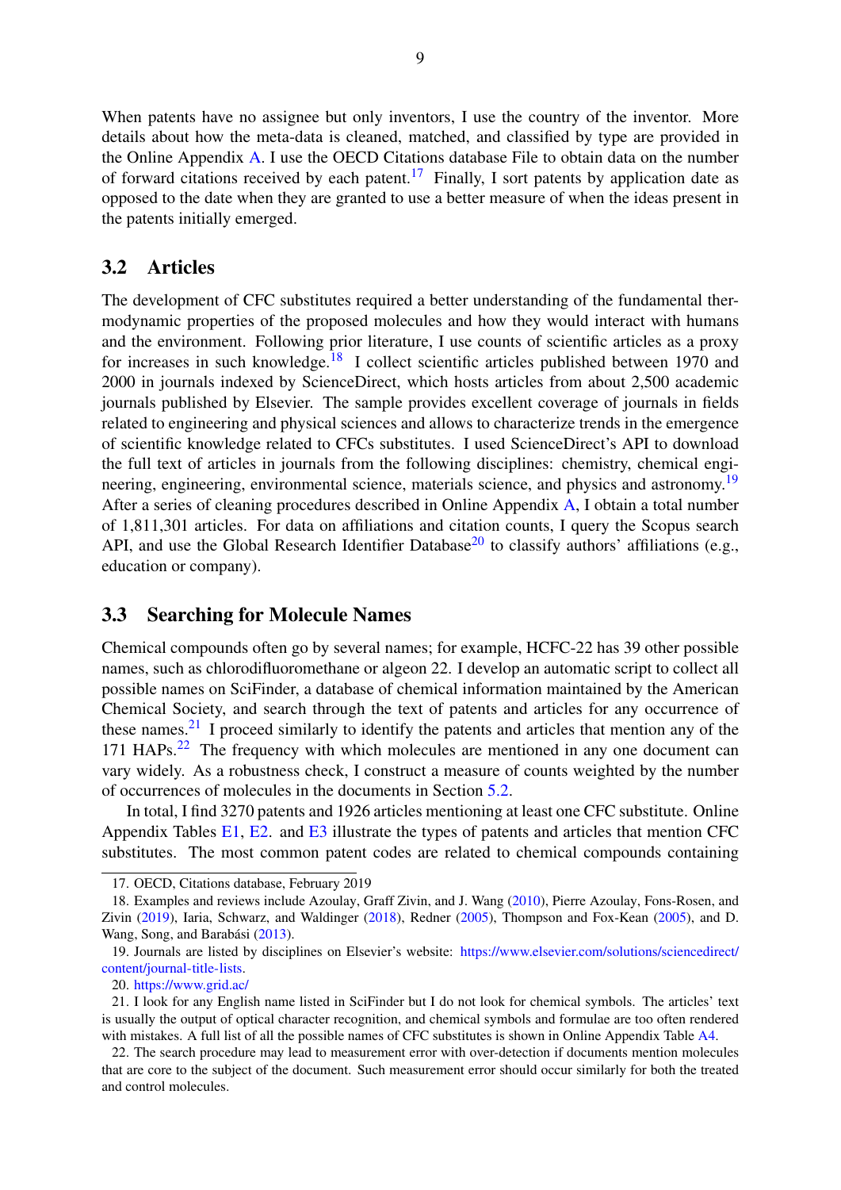When patents have no assignee but only inventors, I use the country of the inventor. More details about how the meta-data is cleaned, matched, and classified by type are provided in the Online Appendix A. I use the OECD Citations database File to obtain data on the number of forward citations received by each patent.[17] Finally, I sort patents by application date as opposed to the date when they are granted to use a better measure of when the ideas present in the patents initially emerged.

## 3.2 Articles

The development of CFC substitutes required a better understanding of the fundamental thermodynamic properties of the proposed molecules and how they would interact with humans and the environment. Following prior literature, I use counts of scientific articles as a proxy for increases in such knowledge.[18] I collect scientific articles published between 1970 and 2000 in journals indexed by ScienceDirect, which hosts articles from about 2,500 academic journals published by Elsevier. The sample provides excellent coverage of journals in fields related to engineering and physical sciences and allows to characterize trends in the emergence of scientific knowledge related to CFCs substitutes. I used ScienceDirect's API to download the full text of articles in journals from the following disciplines: chemistry, chemical engineering, engineering, environmental science, materials science, and physics and astronomy.[19] After a series of cleaning procedures described in Online Appendix A, I obtain a total number of 1,811,301 articles. For data on affiliations and citation counts, I query the Scopus search API, and use the Global Research Identifier Database[20] to classify authors' affiliations (e.g., education or company).

## 3.3 Searching for Molecule Names

Chemical compounds often go by several names; for example, HCFC-22 has 39 other possible names, such as chlorodifluoromethane or algeon 22. I develop an automatic script to collect all possible names on SciFinder, a database of chemical information maintained by the American Chemical Society, and search through the text of patents and articles for any occurrence of these names.[21] I proceed similarly to identify the patents and articles that mention any of the 171 HAPs.[22] The frequency with which molecules are mentioned in any one document can vary widely. As a robustness check, I construct a measure of counts weighted by the number of occurrences of molecules in the documents in Section 5.2.

In total, I find 3270 patents and 1926 articles mentioning at least one CFC substitute. Online Appendix Tables E1, E2. and E3 illustrate the types of patents and articles that mention CFC substitutes. The most common patent codes are related to chemical compounds containing

---

17. OECD, Citations database, February 2019

18. Examples and reviews include Azoulay, Graff Zivin, and J. Wang (2010), Pierre Azoulay, Fons-Rosen, and Zivin (2019), Iaria, Schwarz, and Waldinger (2018), Redner (2005), Thompson and Fox-Kean (2005), and D. Wang, Song, and Barabási (2013).

19. Journals are listed by disciplines on Elsevier's website: https://www.elsevier.com/solutions/sciencedirect/content/journal-title-lists.

20. https://www.grid.ac/

21. I look for any English name listed in SciFinder but I do not look for chemical symbols. The articles' text is usually the output of optical character recognition, and chemical symbols and formulae are too often rendered with mistakes. A full list of all the possible names of CFC substitutes is shown in Online Appendix Table A4.

22. The search procedure may lead to measurement error with over-detection if documents mention molecules that are core to the subject of the document. Such measurement error should occur similarly for both the treated and control molecules.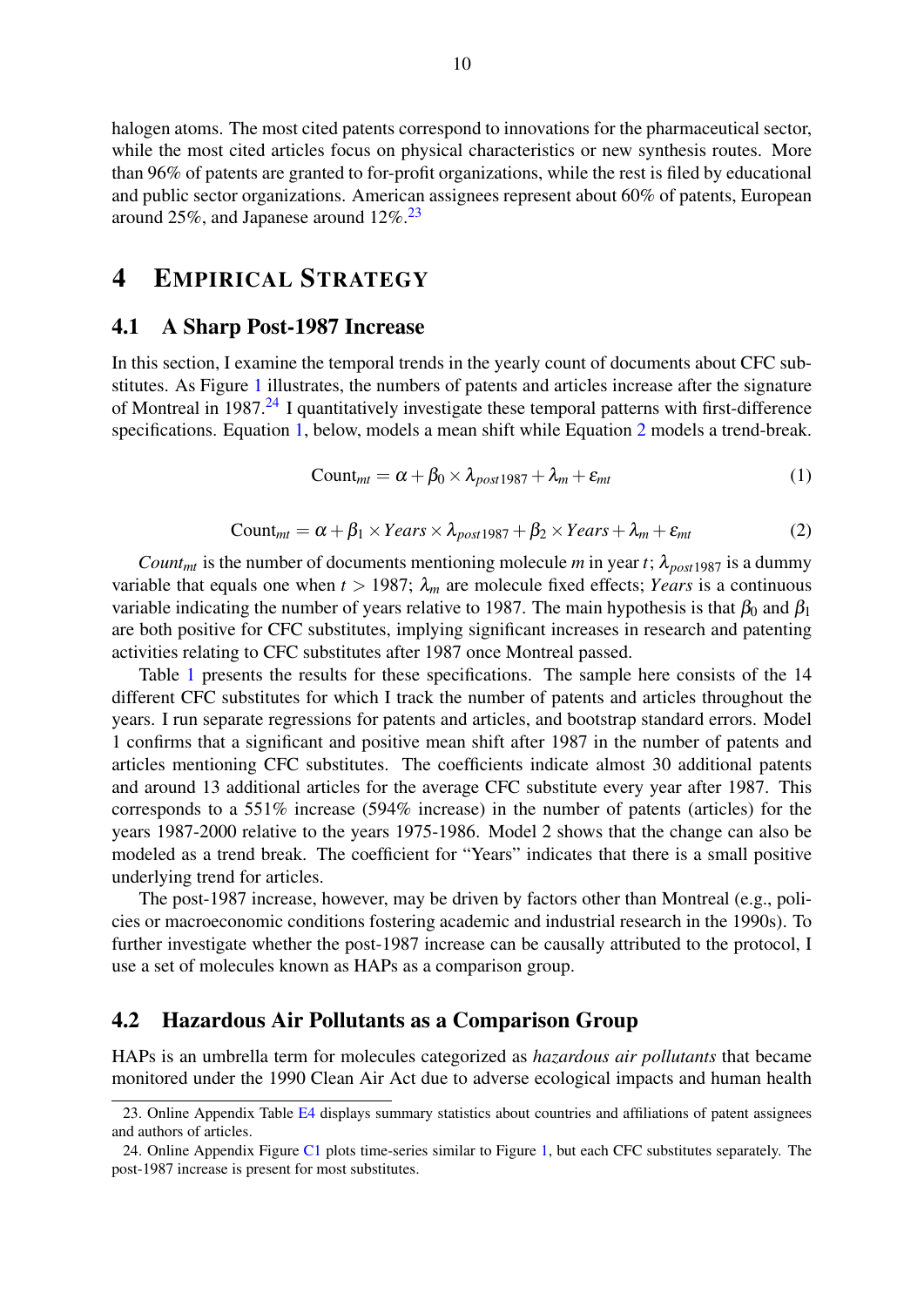halogen atoms. The most cited patents correspond to innovations for the pharmaceutical sector, while the most cited articles focus on physical characteristics or new synthesis routes. More than 96% of patents are granted to for-profit organizations, while the rest is filed by educational and public sector organizations. American assignees represent about 60% of patents, European around 25%, and Japanese around 12%.[23]

# 4 Empirical Strategy

## 4.1 A Sharp Post-1987 Increase

In this section, I examine the temporal trends in the yearly count of documents about CFC substitutes. As Figure 1 illustrates, the numbers of patents and articles increase after the signature of Montreal in 1987.[24] I quantitatively investigate these temporal patterns with first-difference specifications. Equation 1, below, models a mean shift while Equation 2 models a trend-break.

$$\text{Count}_{mt} = \alpha + \beta_0 \times \lambda_{post1987} + \lambda_m + \varepsilon_{mt} \tag{1}$$

$$\text{Count}_{mt} = \alpha + \beta_1 \times Years \times \lambda_{post1987} + \beta_2 \times Years + \lambda_m + \varepsilon_{mt} \tag{2}$$

$Count_{mt}$ is the number of documents mentioning molecule $m$ in year $t$; $\lambda_{post1987}$ is a dummy variable that equals one when $t > 1987$; $\lambda_m$ are molecule fixed effects; *Years* is a continuous variable indicating the number of years relative to 1987. The main hypothesis is that $\beta_0$ and $\beta_1$ are both positive for CFC substitutes, implying significant increases in research and patenting activities relating to CFC substitutes after 1987 once Montreal passed.

Table 1 presents the results for these specifications. The sample here consists of the 14 different CFC substitutes for which I track the number of patents and articles throughout the years. I run separate regressions for patents and articles, and bootstrap standard errors. Model 1 confirms that a significant and positive mean shift after 1987 in the number of patents and articles mentioning CFC substitutes. The coefficients indicate almost 30 additional patents and around 13 additional articles for the average CFC substitute every year after 1987. This corresponds to a 551% increase (594% increase) in the number of patents (articles) for the years 1987-2000 relative to the years 1975-1986. Model 2 shows that the change can also be modeled as a trend break. The coefficient for "Years" indicates that there is a small positive underlying trend for articles.

The post-1987 increase, however, may be driven by factors other than Montreal (e.g., policies or macroeconomic conditions fostering academic and industrial research in the 1990s). To further investigate whether the post-1987 increase can be causally attributed to the protocol, I use a set of molecules known as HAPs as a comparison group.

## 4.2 Hazardous Air Pollutants as a Comparison Group

HAPs is an umbrella term for molecules categorized as *hazardous air pollutants* that became monitored under the 1990 Clean Air Act due to adverse ecological impacts and human health

23. Online Appendix Table E4 displays summary statistics about countries and affiliations of patent assignees and authors of articles.

24. Online Appendix Figure C1 plots time-series similar to Figure 1, but each CFC substitutes separately. The post-1987 increase is present for most substitutes.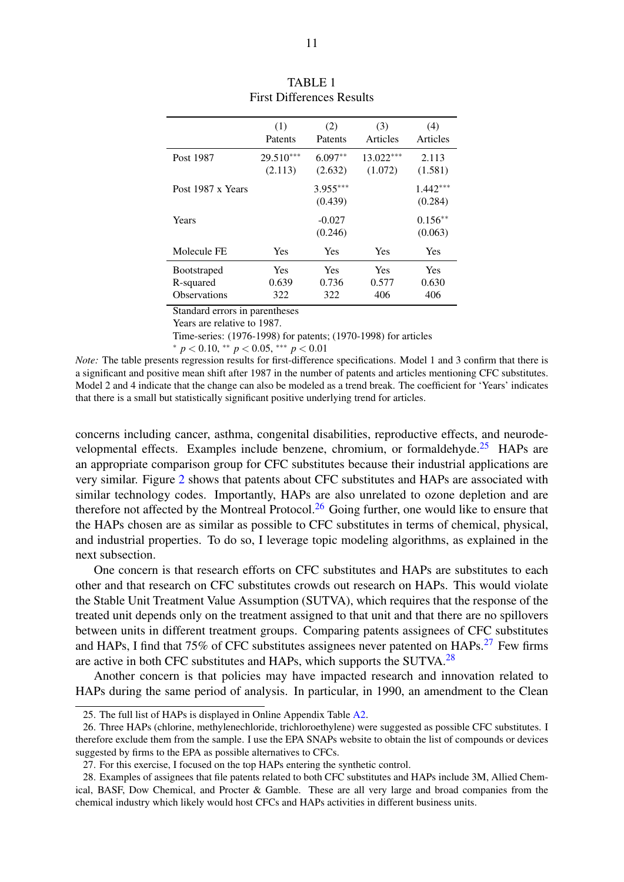TABLE 1
First Differences Results

| | (1) Patents | (2) Patents | (3) Articles | (4) Articles |
|---|---|---|---|---|
| Post 1987 | 29.510*** | 6.097** | 13.022*** | 2.113 |
| | (2.113) | (2.632) | (1.072) | (1.581) |
| Post 1987 x Years | | 3.955*** | | 1.442*** |
| | | (0.439) | | (0.284) |
| Years | | -0.027 | | 0.156** |
| | | (0.246) | | (0.063) |
| Molecule FE | Yes | Yes | Yes | Yes |
| Bootstraped | Yes | Yes | Yes | Yes |
| R-squared | 0.639 | 0.736 | 0.577 | 0.630 |
| Observations | 322 | 322 | 406 | 406 |

Standard errors in parentheses
Years are relative to 1987.
Time-series: (1976-1998) for patents; (1970-1998) for articles
* $p < 0.10$, ** $p < 0.05$, *** $p < 0.01$

*Note:* The table presents regression results for first-difference specifications. Model 1 and 3 confirm that there is a significant and positive mean shift after 1987 in the number of patents and articles mentioning CFC substitutes. Model 2 and 4 indicate that the change can also be modeled as a trend break. The coefficient for 'Years' indicates that there is a small but statistically significant positive underlying trend for articles.

concerns including cancer, asthma, congenital disabilities, reproductive effects, and neurodevelopmental effects. Examples include benzene, chromium, or formaldehyde.[25] HAPs are an appropriate comparison group for CFC substitutes because their industrial applications are very similar. Figure 2 shows that patents about CFC substitutes and HAPs are associated with similar technology codes. Importantly, HAPs are also unrelated to ozone depletion and are therefore not affected by the Montreal Protocol.[26] Going further, one would like to ensure that the HAPs chosen are as similar as possible to CFC substitutes in terms of chemical, physical, and industrial properties. To do so, I leverage topic modeling algorithms, as explained in the next subsection.

One concern is that research efforts on CFC substitutes and HAPs are substitutes to each other and that research on CFC substitutes crowds out research on HAPs. This would violate the Stable Unit Treatment Value Assumption (SUTVA), which requires that the response of the treated unit depends only on the treatment assigned to that unit and that there are no spillovers between units in different treatment groups. Comparing patents assignees of CFC substitutes and HAPs, I find that 75% of CFC substitutes assignees never patented on HAPs.[27] Few firms are active in both CFC substitutes and HAPs, which supports the SUTVA.[28]

Another concern is that policies may have impacted research and innovation related to HAPs during the same period of analysis. In particular, in 1990, an amendment to the Clean

25. The full list of HAPs is displayed in Online Appendix Table A2.

26. Three HAPs (chlorine, methylenechloride, trichloroethylene) were suggested as possible CFC substitutes. I therefore exclude them from the sample. I use the EPA SNAPs website to obtain the list of compounds or devices suggested by firms to the EPA as possible alternatives to CFCs.

27. For this exercise, I focused on the top HAPs entering the synthetic control.

28. Examples of assignees that file patents related to both CFC substitutes and HAPs include 3M, Allied Chemical, BASF, Dow Chemical, and Procter & Gamble. These are all very large and broad companies from the chemical industry which likely would host CFCs and HAPs activities in different business units.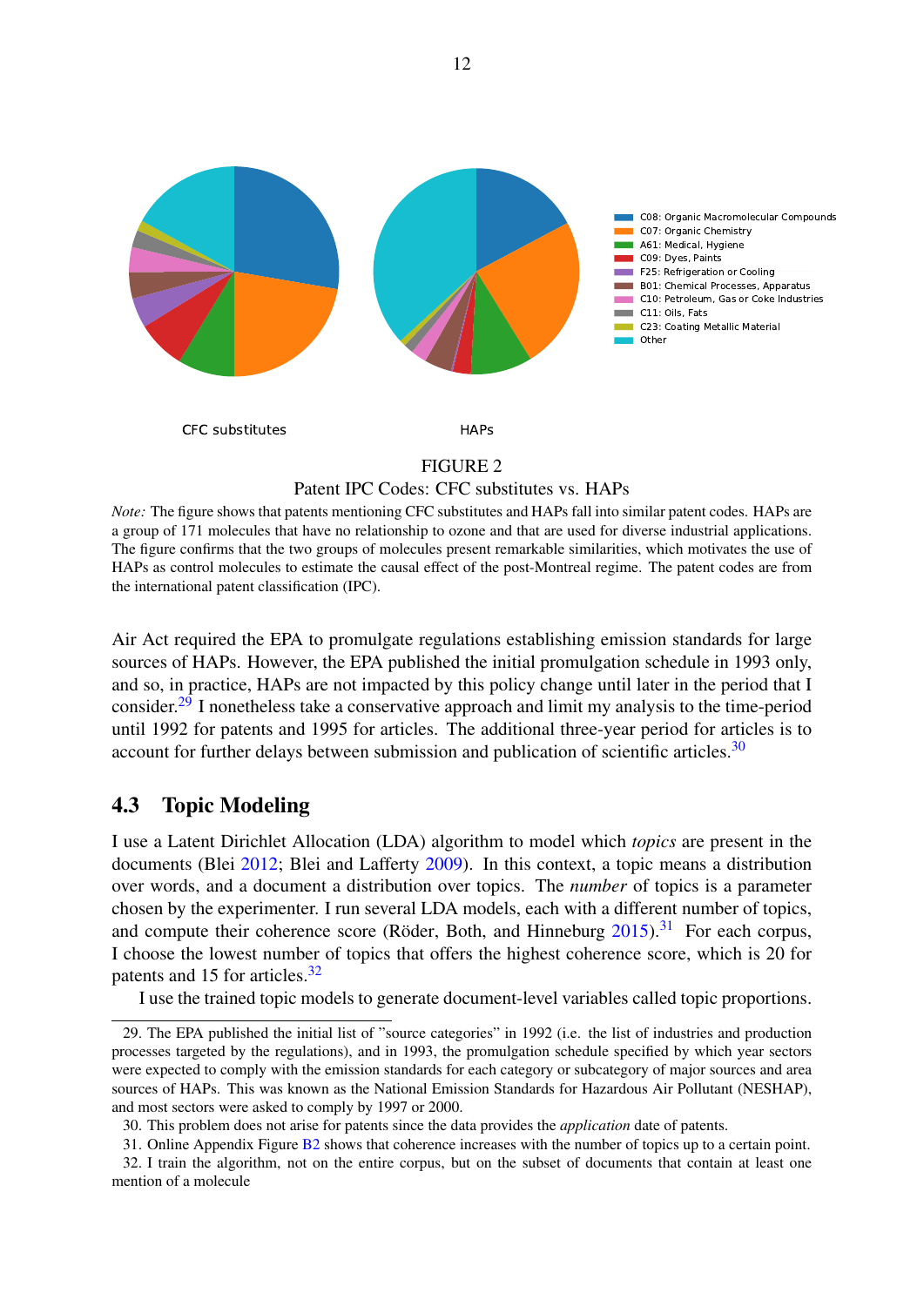CFC substitutes

HAPs

C08: Organic Macromolecular Compounds
C07: Organic Chemistry
A61: Medical, Hygiene
C09: Dyes, Paints
F25: Refrigeration or Cooling
B01: Chemical Processes, Apparatus
C10: Petroleum, Gas or Coke Industries
C11: Oils, Fats
C23: Coating Metallic Material
Other

FIGURE 2
Patent IPC Codes: CFC substitutes vs. HAPs

*Note:* The figure shows that patents mentioning CFC substitutes and HAPs fall into similar patent codes. HAPs are a group of 171 molecules that have no relationship to ozone and that are used for diverse industrial applications. The figure confirms that the two groups of molecules present remarkable similarities, which motivates the use of HAPs as control molecules to estimate the causal effect of the post-Montreal regime. The patent codes are from the international patent classification (IPC).

Air Act required the EPA to promulgate regulations establishing emission standards for large sources of HAPs. However, the EPA published the initial promulgation schedule in 1993 only, and so, in practice, HAPs are not impacted by this policy change until later in the period that I consider.[29] I nonetheless take a conservative approach and limit my analysis to the time-period until 1992 for patents and 1995 for articles. The additional three-year period for articles is to account for further delays between submission and publication of scientific articles.[30]

## 4.3 Topic Modeling

I use a Latent Dirichlet Allocation (LDA) algorithm to model which *topics* are present in the documents (Blei 2012; Blei and Lafferty 2009). In this context, a topic means a distribution over words, and a document a distribution over topics. The *number* of topics is a parameter chosen by the experimenter. I run several LDA models, each with a different number of topics, and compute their coherence score (Röder, Both, and Hinneburg 2015).[31] For each corpus, I choose the lowest number of topics that offers the highest coherence score, which is 20 for patents and 15 for articles.[32]

I use the trained topic models to generate document-level variables called topic proportions.

29. The EPA published the initial list of "source categories" in 1992 (i.e. the list of industries and production processes targeted by the regulations), and in 1993, the promulgation schedule specified by which year sectors were expected to comply with the emission standards for each category or subcategory of major sources and area sources of HAPs. This was known as the National Emission Standards for Hazardous Air Pollutant (NESHAP), and most sectors were asked to comply by 1997 or 2000.

30. This problem does not arise for patents since the data provides the *application* date of patents.

31. Online Appendix Figure B2 shows that coherence increases with the number of topics up to a certain point.

32. I train the algorithm, not on the entire corpus, but on the subset of documents that contain at least one mention of a molecule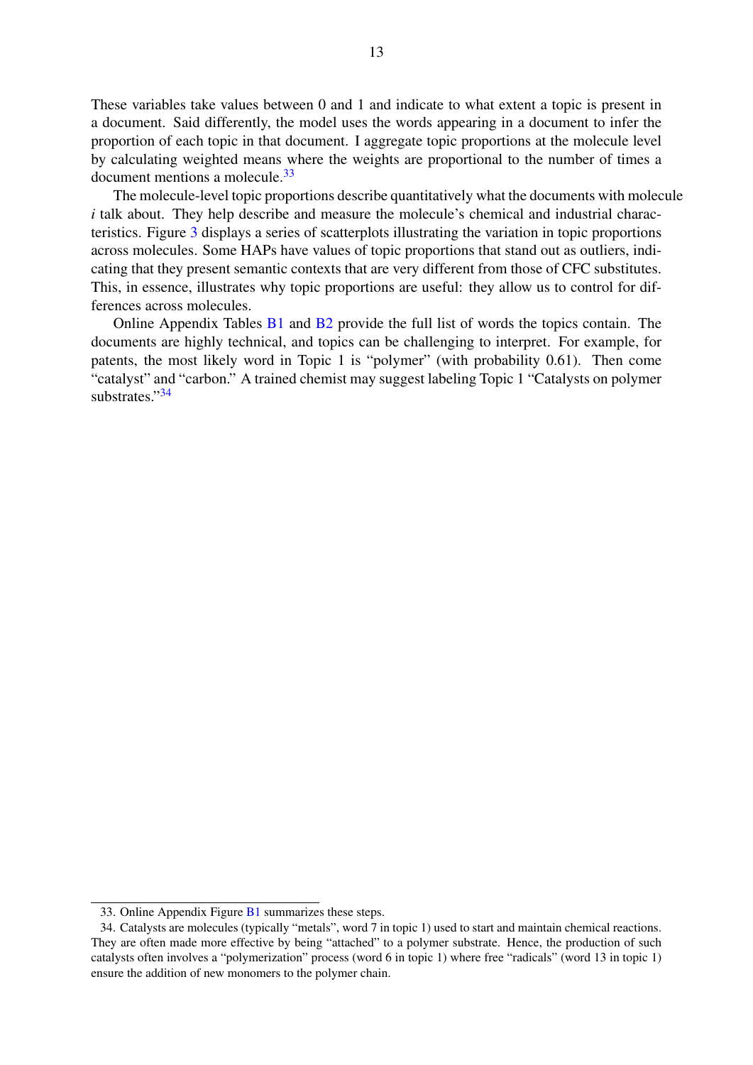These variables take values between 0 and 1 and indicate to what extent a topic is present in a document. Said differently, the model uses the words appearing in a document to infer the proportion of each topic in that document. I aggregate topic proportions at the molecule level by calculating weighted means where the weights are proportional to the number of times a document mentions a molecule.[33]

The molecule-level topic proportions describe quantitatively what the documents with molecule $i$ talk about. They help describe and measure the molecule's chemical and industrial characteristics. Figure 3 displays a series of scatterplots illustrating the variation in topic proportions across molecules. Some HAPs have values of topic proportions that stand out as outliers, indicating that they present semantic contexts that are very different from those of CFC substitutes. This, in essence, illustrates why topic proportions are useful: they allow us to control for differences across molecules.

Online Appendix Tables B1 and B2 provide the full list of words the topics contain. The documents are highly technical, and topics can be challenging to interpret. For example, for patents, the most likely word in Topic 1 is "polymer" (with probability 0.61). Then come "catalyst" and "carbon." A trained chemist may suggest labeling Topic 1 "Catalysts on polymer substrates."[34]

---

33. Online Appendix Figure B1 summarizes these steps.

34. Catalysts are molecules (typically "metals", word 7 in topic 1) used to start and maintain chemical reactions. They are often made more effective by being "attached" to a polymer substrate. Hence, the production of such catalysts often involves a "polymerization" process (word 6 in topic 1) where free "radicals" (word 13 in topic 1) ensure the addition of new monomers to the polymer chain.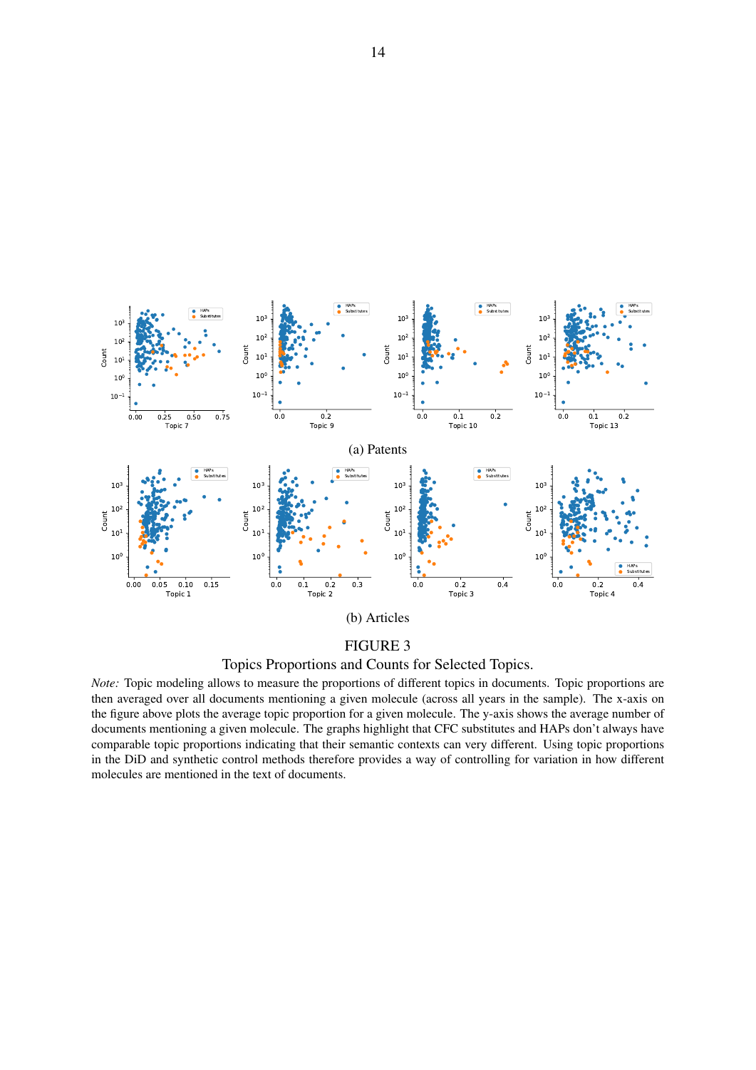(a) Patents

(b) Articles

FIGURE 3

Topics Proportions and Counts for Selected Topics.

*Note:* Topic modeling allows to measure the proportions of different topics in documents. Topic proportions are then averaged over all documents mentioning a given molecule (across all years in the sample). The x-axis on the figure above plots the average topic proportion for a given molecule. The y-axis shows the average number of documents mentioning a given molecule. The graphs highlight that CFC substitutes and HAPs don't always have comparable topic proportions indicating that their semantic contexts can very different. Using topic proportions in the DiD and synthetic control methods therefore provides a way of controlling for variation in how different molecules are mentioned in the text of documents.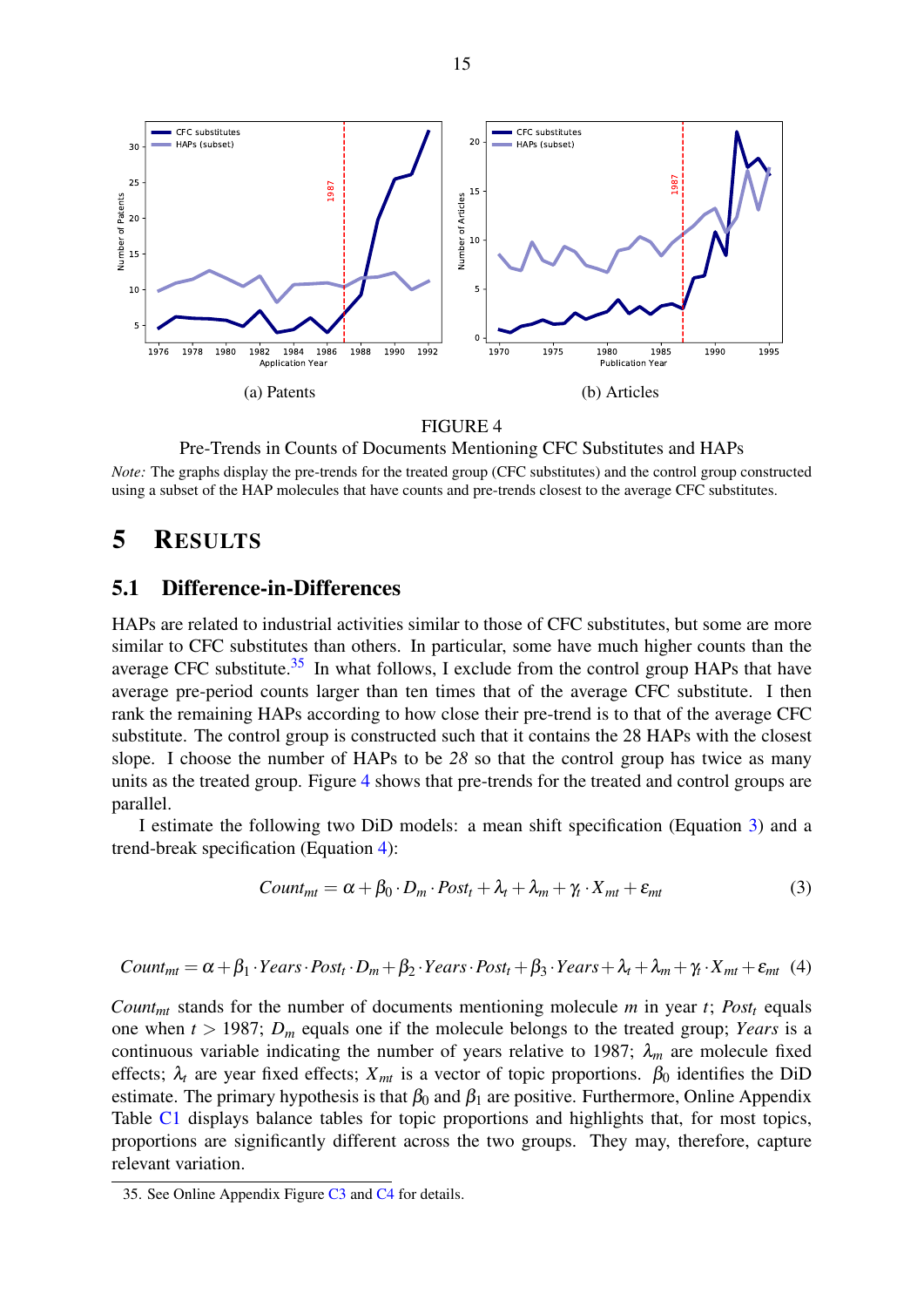(a) Patents

(b) Articles

FIGURE 4

Pre-Trends in Counts of Documents Mentioning CFC Substitutes and HAPs

*Note:* The graphs display the pre-trends for the treated group (CFC substitutes) and the control group constructed using a subset of the HAP molecules that have counts and pre-trends closest to the average CFC substitutes.

# 5 RESULTS

## 5.1 Difference-in-Differences

HAPs are related to industrial activities similar to those of CFC substitutes, but some are more similar to CFC substitutes than others. In particular, some have much higher counts than the average CFC substitute.[35] In what follows, I exclude from the control group HAPs that have average pre-period counts larger than ten times that of the average CFC substitute. I then rank the remaining HAPs according to how close their pre-trend is to that of the average CFC substitute. The control group is constructed such that it contains the 28 HAPs with the closest slope. I choose the number of HAPs to be *28* so that the control group has twice as many units as the treated group. Figure 4 shows that pre-trends for the treated and control groups are parallel.

I estimate the following two DiD models: a mean shift specification (Equation 3) and a trend-break specification (Equation 4):

$$Count_{mt} = \alpha + \beta_0 \cdot D_m \cdot Post_t + \lambda_t + \lambda_m + \gamma_t \cdot X_{mt} + \varepsilon_{mt} \tag{3}$$

$$Count_{mt} = \alpha + \beta_1 \cdot Years \cdot Post_t \cdot D_m + \beta_2 \cdot Years \cdot Post_t + \beta_3 \cdot Years + \lambda_t + \lambda_m + \gamma_t \cdot X_{mt} + \varepsilon_{mt} \tag{4}$$

$Count_{mt}$ stands for the number of documents mentioning molecule $m$ in year $t$; $Post_t$ equals one when $t > 1987$; $D_m$ equals one if the molecule belongs to the treated group; $Years$ is a continuous variable indicating the number of years relative to 1987; $\lambda_m$ are molecule fixed effects; $\lambda_t$ are year fixed effects; $X_{mt}$ is a vector of topic proportions. $\beta_0$ identifies the DiD estimate. The primary hypothesis is that $\beta_0$ and $\beta_1$ are positive. Furthermore, Online Appendix Table C1 displays balance tables for topic proportions and highlights that, for most topics, proportions are significantly different across the two groups. They may, therefore, capture relevant variation.

35. See Online Appendix Figure C3 and C4 for details.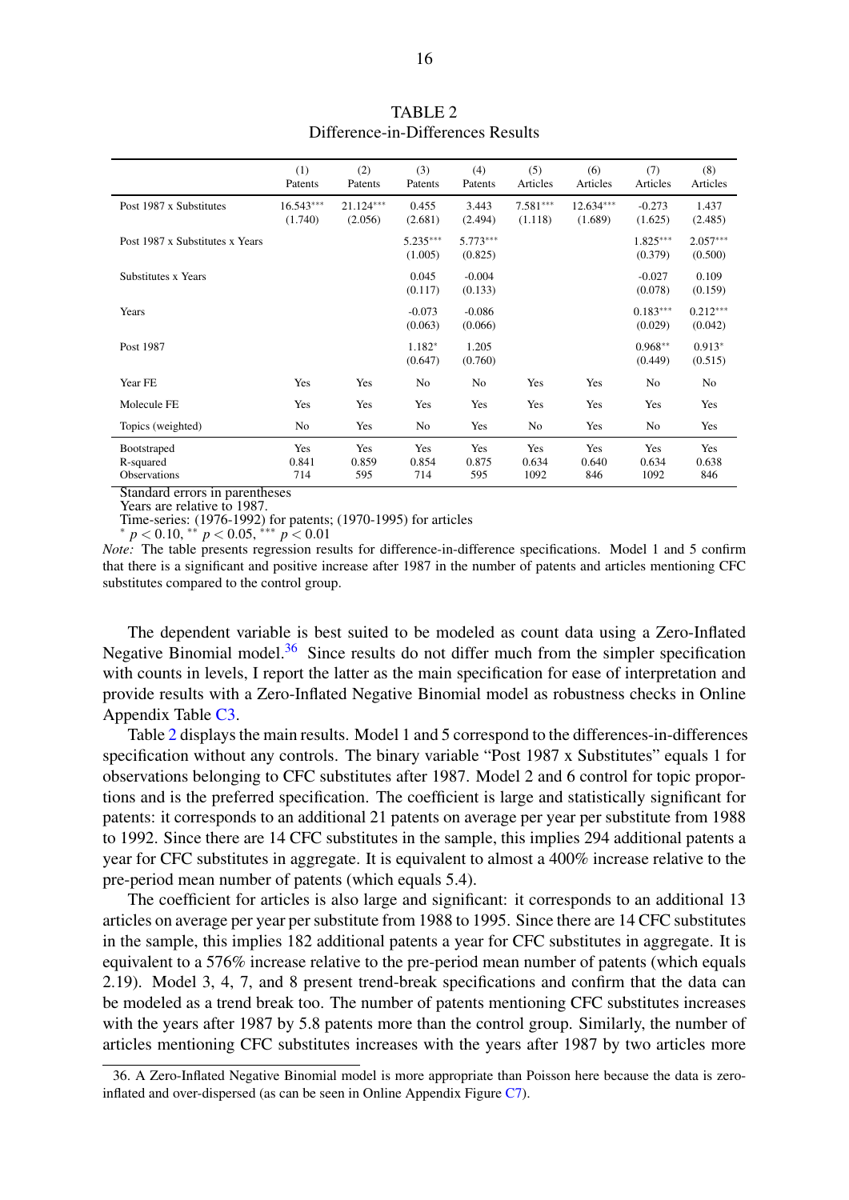TABLE 2
Difference-in-Differences Results

| | (1) Patents | (2) Patents | (3) Patents | (4) Patents | (5) Articles | (6) Articles | (7) Articles | (8) Articles |
|---|---|---|---|---|---|---|---|---|
| Post 1987 x Substitutes | 16.543*** (1.740) | 21.124*** (2.056) | 0.455 (2.681) | 3.443 (2.494) | 7.581*** (1.118) | 12.634*** (1.689) | -0.273 (1.625) | 1.437 (2.485) |
| Post 1987 x Substitutes x Years | | | 5.235*** (1.005) | 5.773*** (0.825) | | | 1.825*** (0.379) | 2.057*** (0.500) |
| Substitutes x Years | | | 0.045 (0.117) | -0.004 (0.133) | | | -0.027 (0.078) | 0.109 (0.159) |
| Years | | | -0.073 (0.063) | -0.086 (0.066) | | | 0.183*** (0.029) | 0.212*** (0.042) |
| Post 1987 | | | 1.182* (0.647) | 1.205 (0.760) | | | 0.968** (0.449) | 0.913* (0.515) |
| Year FE | Yes | Yes | No | No | Yes | Yes | No | No |
| Molecule FE | Yes | Yes | Yes | Yes | Yes | Yes | Yes | Yes |
| Topics (weighted) | No | Yes | No | Yes | No | Yes | No | Yes |
| Bootstraped | Yes | Yes | Yes | Yes | Yes | Yes | Yes | Yes |
| R-squared | 0.841 | 0.859 | 0.854 | 0.875 | 0.634 | 0.640 | 0.634 | 0.638 |
| Observations | 714 | 595 | 714 | 595 | 1092 | 846 | 1092 | 846 |

Standard errors in parentheses
Years are relative to 1987.
Time-series: (1976-1992) for patents; (1970-1995) for articles
* $p < 0.10$, ** $p < 0.05$, *** $p < 0.01$

*Note:* The table presents regression results for difference-in-difference specifications. Model 1 and 5 confirm that there is a significant and positive increase after 1987 in the number of patents and articles mentioning CFC substitutes compared to the control group.

The dependent variable is best suited to be modeled as count data using a Zero-Inflated Negative Binomial model.[36] Since results do not differ much from the simpler specification with counts in levels, I report the latter as the main specification for ease of interpretation and provide results with a Zero-Inflated Negative Binomial model as robustness checks in Online Appendix Table C3.

Table 2 displays the main results. Model 1 and 5 correspond to the differences-in-differences specification without any controls. The binary variable "Post 1987 x Substitutes" equals 1 for observations belonging to CFC substitutes after 1987. Model 2 and 6 control for topic proportions and is the preferred specification. The coefficient is large and statistically significant for patents: it corresponds to an additional 21 patents on average per year per substitute from 1988 to 1992. Since there are 14 CFC substitutes in the sample, this implies 294 additional patents a year for CFC substitutes in aggregate. It is equivalent to almost a 400% increase relative to the pre-period mean number of patents (which equals 5.4).

The coefficient for articles is also large and significant: it corresponds to an additional 13 articles on average per year per substitute from 1988 to 1995. Since there are 14 CFC substitutes in the sample, this implies 182 additional patents a year for CFC substitutes in aggregate. It is equivalent to a 576% increase relative to the pre-period mean number of patents (which equals 2.19). Model 3, 4, 7, and 8 present trend-break specifications and confirm that the data can be modeled as a trend break too. The number of patents mentioning CFC substitutes increases with the years after 1987 by 5.8 patents more than the control group. Similarly, the number of articles mentioning CFC substitutes increases with the years after 1987 by two articles more

36. A Zero-Inflated Negative Binomial model is more appropriate than Poisson here because the data is zero-inflated and over-dispersed (as can be seen in Online Appendix Figure C7).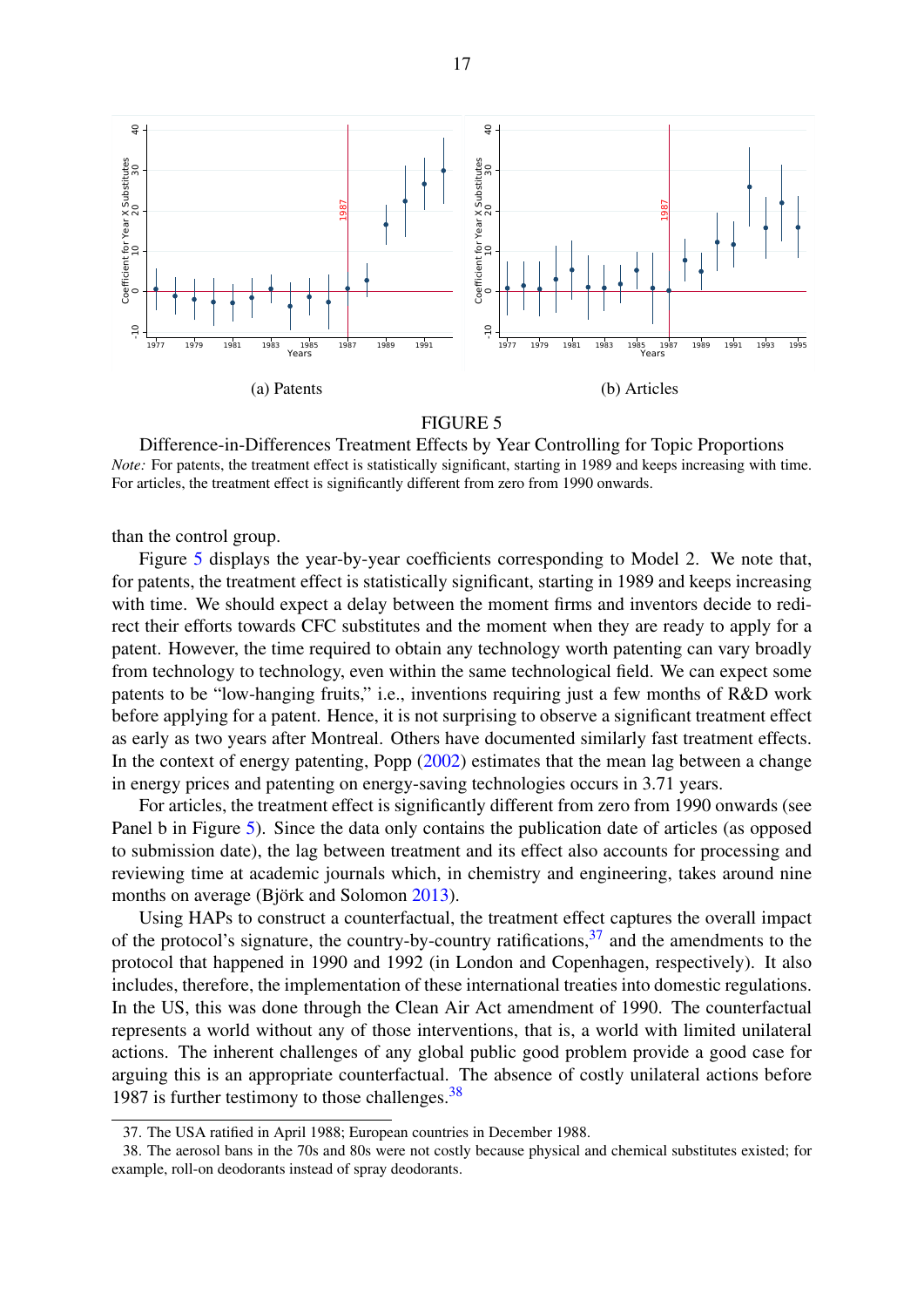(a) Patents

(b) Articles

FIGURE 5

Difference-in-Differences Treatment Effects by Year Controlling for Topic Proportions

*Note:* For patents, the treatment effect is statistically significant, starting in 1989 and keeps increasing with time. For articles, the treatment effect is significantly different from zero from 1990 onwards.

than the control group.

Figure 5 displays the year-by-year coefficients corresponding to Model 2. We note that, for patents, the treatment effect is statistically significant, starting in 1989 and keeps increasing with time. We should expect a delay between the moment firms and inventors decide to redirect their efforts towards CFC substitutes and the moment when they are ready to apply for a patent. However, the time required to obtain any technology worth patenting can vary broadly from technology to technology, even within the same technological field. We can expect some patents to be "low-hanging fruits," i.e., inventions requiring just a few months of R&D work before applying for a patent. Hence, it is not surprising to observe a significant treatment effect as early as two years after Montreal. Others have documented similarly fast treatment effects. In the context of energy patenting, Popp (2002) estimates that the mean lag between a change in energy prices and patenting on energy-saving technologies occurs in 3.71 years.

For articles, the treatment effect is significantly different from zero from 1990 onwards (see Panel b in Figure 5). Since the data only contains the publication date of articles (as opposed to submission date), the lag between treatment and its effect also accounts for processing and reviewing time at academic journals which, in chemistry and engineering, takes around nine months on average (Björk and Solomon 2013).

Using HAPs to construct a counterfactual, the treatment effect captures the overall impact of the protocol's signature, the country-by-country ratifications,[37] and the amendments to the protocol that happened in 1990 and 1992 (in London and Copenhagen, respectively). It also includes, therefore, the implementation of these international treaties into domestic regulations. In the US, this was done through the Clean Air Act amendment of 1990. The counterfactual represents a world without any of those interventions, that is, a world with limited unilateral actions. The inherent challenges of any global public good problem provide a good case for arguing this is an appropriate counterfactual. The absence of costly unilateral actions before 1987 is further testimony to those challenges.[38]

37. The USA ratified in April 1988; European countries in December 1988.

38. The aerosol bans in the 70s and 80s were not costly because physical and chemical substitutes existed; for example, roll-on deodorants instead of spray deodorants.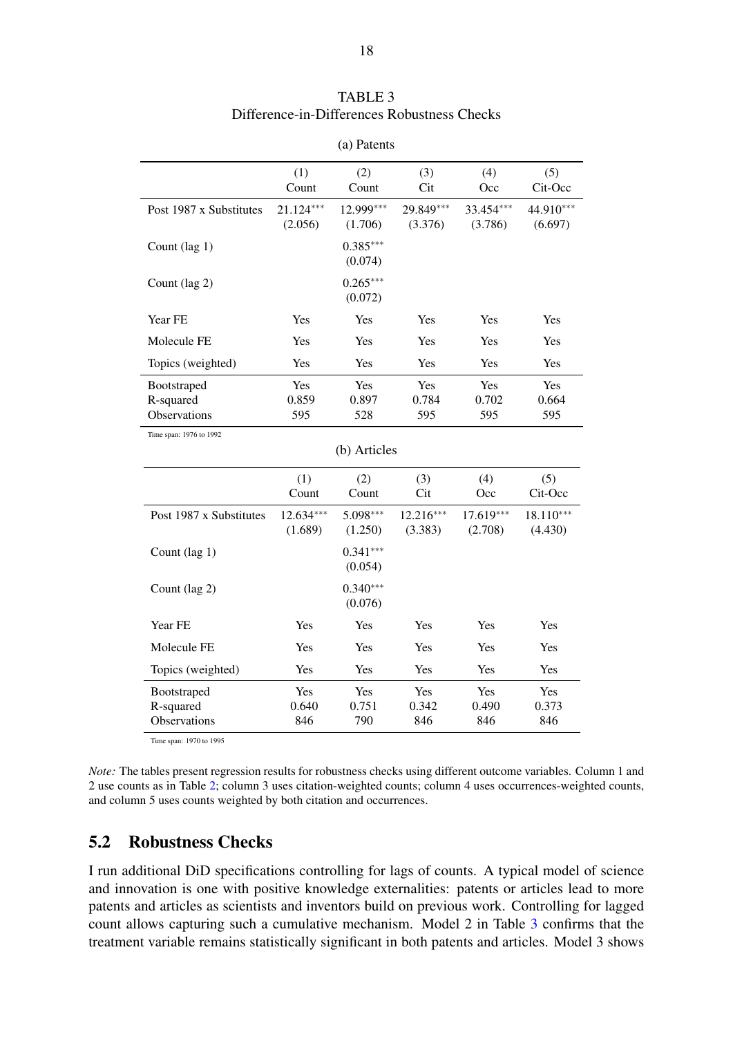TABLE 3
Difference-in-Differences Robustness Checks

(a) Patents

| | (1) Count | (2) Count | (3) Cit | (4) Occ | (5) Cit-Occ |
|---|---|---|---|---|---|
| Post 1987 x Substitutes | 21.124*** | 12.999*** | 29.849*** | 33.454*** | 44.910*** |
| | (2.056) | (1.706) | (3.376) | (3.786) | (6.697) |
| Count (lag 1) | | 0.385*** | | | |
| | | (0.074) | | | |
| Count (lag 2) | | 0.265*** | | | |
| | | (0.072) | | | |
| Year FE | Yes | Yes | Yes | Yes | Yes |
| Molecule FE | Yes | Yes | Yes | Yes | Yes |
| Topics (weighted) | Yes | Yes | Yes | Yes | Yes |
| Bootstraped | Yes | Yes | Yes | Yes | Yes |
| R-squared | 0.859 | 0.897 | 0.784 | 0.702 | 0.664 |
| Observations | 595 | 528 | 595 | 595 | 595 |

Time span: 1976 to 1992

(b) Articles

| | (1) Count | (2) Count | (3) Cit | (4) Occ | (5) Cit-Occ |
|---|---|---|---|---|---|
| Post 1987 x Substitutes | 12.634*** | 5.098*** | 12.216*** | 17.619*** | 18.110*** |
| | (1.689) | (1.250) | (3.383) | (2.708) | (4.430) |
| Count (lag 1) | | 0.341*** | | | |
| | | (0.054) | | | |
| Count (lag 2) | | 0.340*** | | | |
| | | (0.076) | | | |
| Year FE | Yes | Yes | Yes | Yes | Yes |
| Molecule FE | Yes | Yes | Yes | Yes | Yes |
| Topics (weighted) | Yes | Yes | Yes | Yes | Yes |
| Bootstraped | Yes | Yes | Yes | Yes | Yes |
| R-squared | 0.640 | 0.751 | 0.342 | 0.490 | 0.373 |
| Observations | 846 | 790 | 846 | 846 | 846 |

Time span: 1970 to 1995

*Note:* The tables present regression results for robustness checks using different outcome variables. Column 1 and 2 use counts as in Table 2; column 3 uses citation-weighted counts; column 4 uses occurrences-weighted counts, and column 5 uses counts weighted by both citation and occurrences.

## 5.2 Robustness Checks

I run additional DiD specifications controlling for lags of counts. A typical model of science and innovation is one with positive knowledge externalities: patents or articles lead to more patents and articles as scientists and inventors build on previous work. Controlling for lagged count allows capturing such a cumulative mechanism. Model 2 in Table 3 confirms that the treatment variable remains statistically significant in both patents and articles. Model 3 shows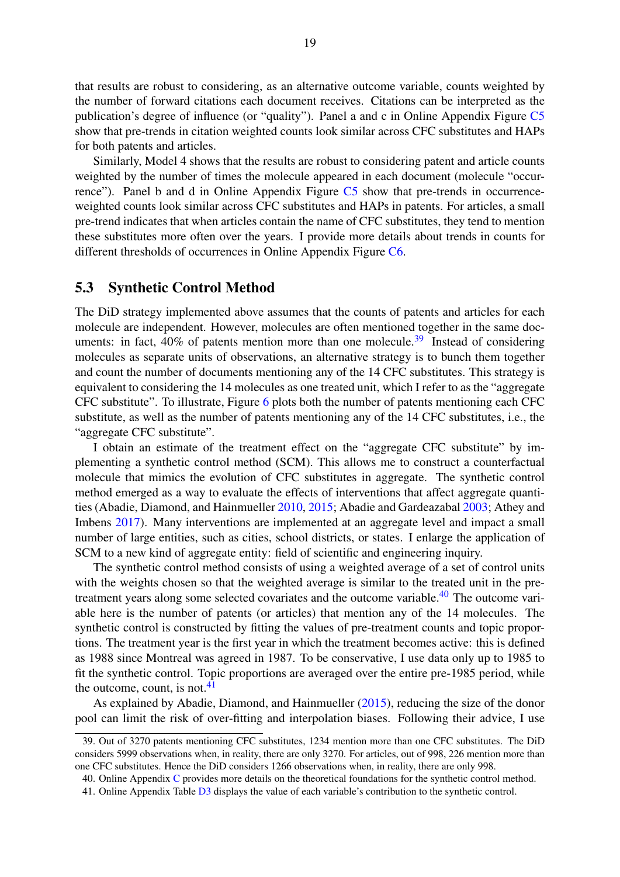that results are robust to considering, as an alternative outcome variable, counts weighted by the number of forward citations each document receives. Citations can be interpreted as the publication's degree of influence (or "quality"). Panel a and c in Online Appendix Figure C5 show that pre-trends in citation weighted counts look similar across CFC substitutes and HAPs for both patents and articles.

Similarly, Model 4 shows that the results are robust to considering patent and article counts weighted by the number of times the molecule appeared in each document (molecule "occurrence"). Panel b and d in Online Appendix Figure C5 show that pre-trends in occurrence-weighted counts look similar across CFC substitutes and HAPs in patents. For articles, a small pre-trend indicates that when articles contain the name of CFC substitutes, they tend to mention these substitutes more often over the years. I provide more details about trends in counts for different thresholds of occurrences in Online Appendix Figure C6.

## 5.3 Synthetic Control Method

The DiD strategy implemented above assumes that the counts of patents and articles for each molecule are independent. However, molecules are often mentioned together in the same documents: in fact, 40% of patents mention more than one molecule.[39] Instead of considering molecules as separate units of observations, an alternative strategy is to bunch them together and count the number of documents mentioning any of the 14 CFC substitutes. This strategy is equivalent to considering the 14 molecules as one treated unit, which I refer to as the "aggregate CFC substitute". To illustrate, Figure 6 plots both the number of patents mentioning each CFC substitute, as well as the number of patents mentioning any of the 14 CFC substitutes, i.e., the "aggregate CFC substitute".

I obtain an estimate of the treatment effect on the "aggregate CFC substitute" by implementing a synthetic control method (SCM). This allows me to construct a counterfactual molecule that mimics the evolution of CFC substitutes in aggregate. The synthetic control method emerged as a way to evaluate the effects of interventions that affect aggregate quantities (Abadie, Diamond, and Hainmueller 2010, 2015; Abadie and Gardeazabal 2003; Athey and Imbens 2017). Many interventions are implemented at an aggregate level and impact a small number of large entities, such as cities, school districts, or states. I enlarge the application of SCM to a new kind of aggregate entity: field of scientific and engineering inquiry.

The synthetic control method consists of using a weighted average of a set of control units with the weights chosen so that the weighted average is similar to the treated unit in the pre-treatment years along some selected covariates and the outcome variable.[40] The outcome variable here is the number of patents (or articles) that mention any of the 14 molecules. The synthetic control is constructed by fitting the values of pre-treatment counts and topic proportions. The treatment year is the first year in which the treatment becomes active: this is defined as 1988 since Montreal was agreed in 1987. To be conservative, I use data only up to 1985 to fit the synthetic control. Topic proportions are averaged over the entire pre-1985 period, while the outcome, count, is not.[41]

As explained by Abadie, Diamond, and Hainmueller (2015), reducing the size of the donor pool can limit the risk of over-fitting and interpolation biases. Following their advice, I use

39. Out of 3270 patents mentioning CFC substitutes, 1234 mention more than one CFC substitutes. The DiD considers 5999 observations when, in reality, there are only 3270. For articles, out of 998, 226 mention more than one CFC substitutes. Hence the DiD considers 1266 observations when, in reality, there are only 998.

40. Online Appendix C provides more details on the theoretical foundations for the synthetic control method.

41. Online Appendix Table D3 displays the value of each variable's contribution to the synthetic control.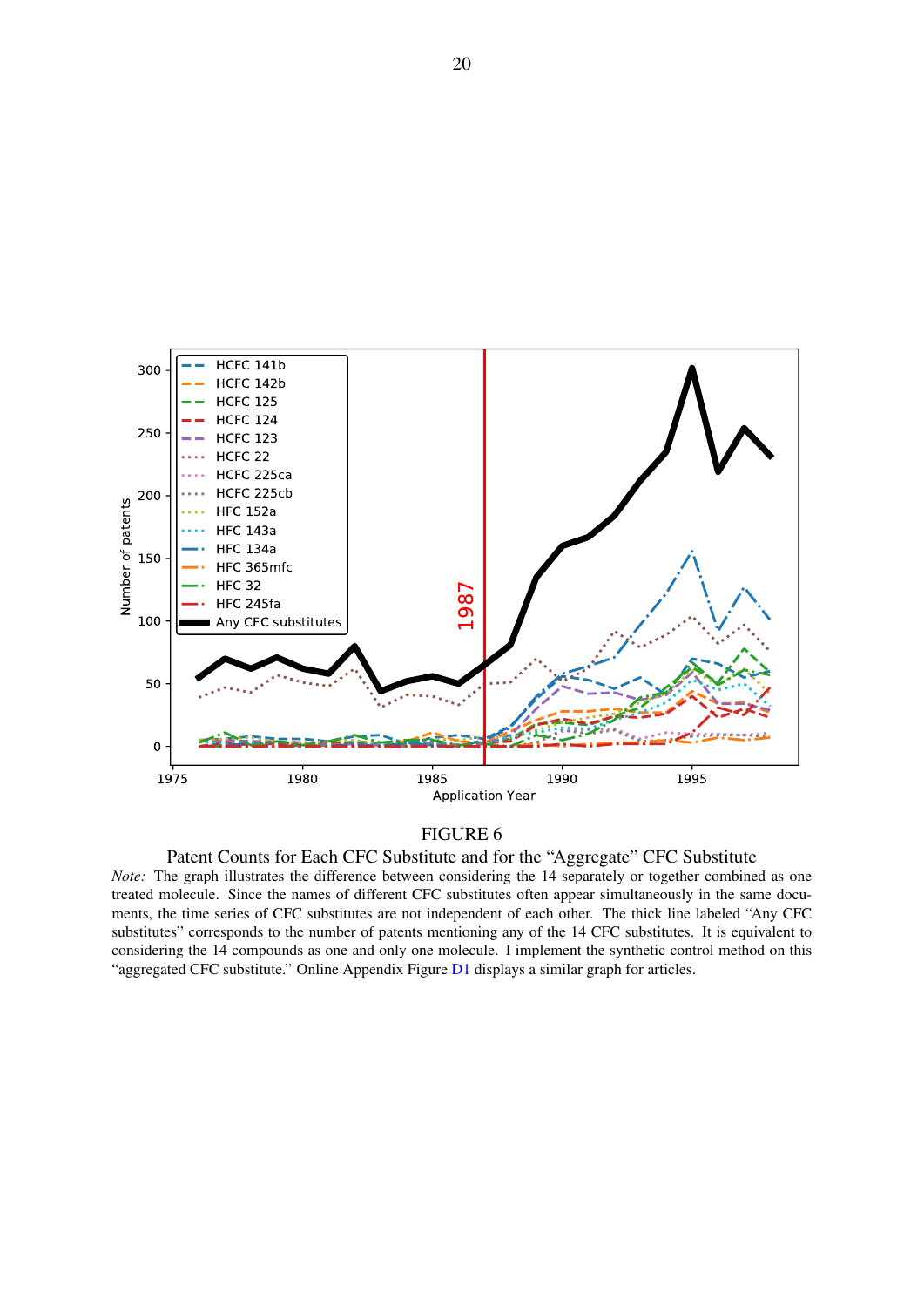FIGURE 6

Patent Counts for Each CFC Substitute and for the "Aggregate" CFC Substitute

*Note:* The graph illustrates the difference between considering the 14 separately or together combined as one treated molecule. Since the names of different CFC substitutes often appear simultaneously in the same documents, the time series of CFC substitutes are not independent of each other. The thick line labeled "Any CFC substitutes" corresponds to the number of patents mentioning any of the 14 CFC substitutes. It is equivalent to considering the 14 compounds as one and only one molecule. I implement the synthetic control method on this "aggregated CFC substitute." Online Appendix Figure D1 displays a similar graph for articles.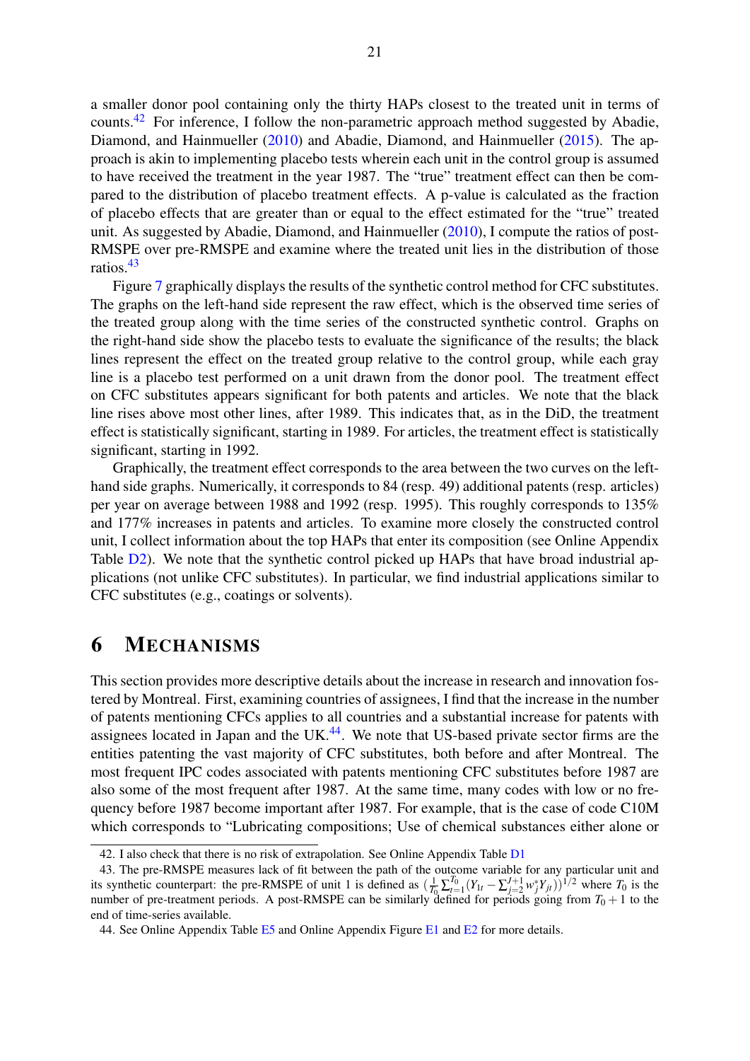a smaller donor pool containing only the thirty HAPs closest to the treated unit in terms of counts.[42] For inference, I follow the non-parametric approach suggested by Abadie, Diamond, and Hainmueller (2010) and Abadie, Diamond, and Hainmueller (2015). The approach is akin to implementing placebo tests wherein each unit in the control group is assumed to have received the treatment in the year 1987. The "true" treatment effect can then be compared to the distribution of placebo treatment effects. A p-value is calculated as the fraction of placebo effects that are greater than or equal to the effect estimated for the "true" treated unit. As suggested by Abadie, Diamond, and Hainmueller (2010), I compute the ratios of post-RMSPE over pre-RMSPE and examine where the treated unit lies in the distribution of those ratios.[43]

Figure 7 graphically displays the results of the synthetic control method for CFC substitutes. The graphs on the left-hand side represent the raw effect, which is the observed time series of the treated group along with the time series of the constructed synthetic control. Graphs on the right-hand side show the placebo tests to evaluate the significance of the results; the black lines represent the effect on the treated group relative to the control group, while each gray line is a placebo test performed on a unit drawn from the donor pool. The treatment effect on CFC substitutes appears significant for both patents and articles. We note that the black line rises above most other lines, after 1989. This indicates that, as in the DiD, the treatment effect is statistically significant, starting in 1989. For articles, the treatment effect is statistically significant, starting in 1992.

Graphically, the treatment effect corresponds to the area between the two curves on the left-hand side graphs. Numerically, it corresponds to 84 (resp. 49) additional patents (resp. articles) per year on average between 1988 and 1992 (resp. 1995). This roughly corresponds to 135% and 177% increases in patents and articles. To examine more closely the constructed control unit, I collect information about the top HAPs that enter its composition (see Online Appendix Table D2). We note that the synthetic control picked up HAPs that have broad industrial applications (not unlike CFC substitutes). In particular, we find industrial applications similar to CFC substitutes (e.g., coatings or solvents).

# 6 Mechanisms

This section provides more descriptive details about the increase in research and innovation fostered by Montreal. First, examining countries of assignees, I find that the increase in the number of patents mentioning CFCs applies to all countries and a substantial increase for patents with assignees located in Japan and the UK.[44]. We note that US-based private sector firms are the entities patenting the vast majority of CFC substitutes, both before and after Montreal. The most frequent IPC codes associated with patents mentioning CFC substitutes before 1987 are also some of the most frequent after 1987. At the same time, many codes with low or no frequency before 1987 become important after 1987. For example, that is the case of code C10M which corresponds to "Lubricating compositions; Use of chemical substances either alone or

---

42. I also check that there is no risk of extrapolation. See Online Appendix Table D1

43. The pre-RMSPE measures lack of fit between the path of the outcome variable for any particular unit and its synthetic counterpart: the pre-RMSPE of unit 1 is defined as $(\frac{1}{T_0}\sum_{t=1}^{T_0}(Y_{1t} - \sum_{j=2}^{J+1} w_j^* Y_{jt}))^{1/2}$ where $T_0$ is the number of pre-treatment periods. A post-RMSPE can be similarly defined for periods going from $T_0 + 1$ to the end of time-series available.

44. See Online Appendix Table E5 and Online Appendix Figure E1 and E2 for more details.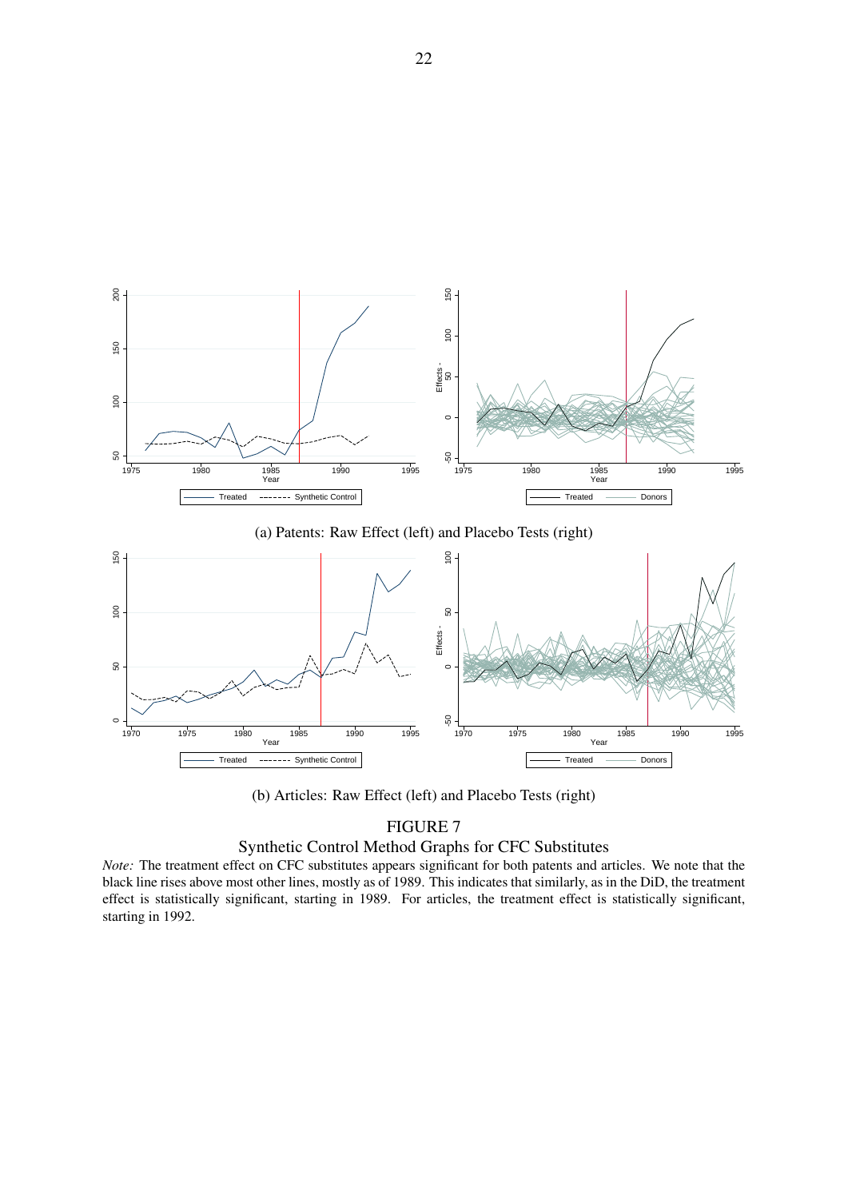(a) Patents: Raw Effect (left) and Placebo Tests (right)

(b) Articles: Raw Effect (left) and Placebo Tests (right)

FIGURE 7

Synthetic Control Method Graphs for CFC Substitutes

*Note:* The treatment effect on CFC substitutes appears significant for both patents and articles. We note that the black line rises above most other lines, mostly as of 1989. This indicates that similarly, as in the DiD, the treatment effect is statistically significant, starting in 1989. For articles, the treatment effect is statistically significant, starting in 1992.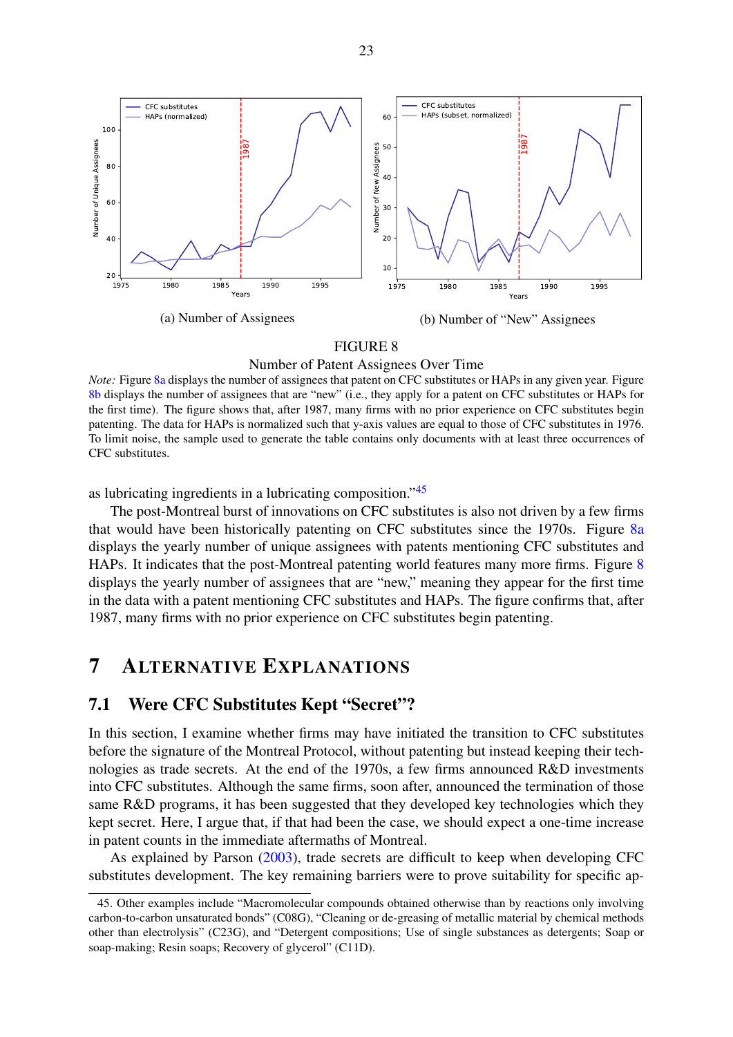(a) Number of Assignees

(b) Number of "New" Assignees

FIGURE 8

Number of Patent Assignees Over Time

*Note:* Figure 8a displays the number of assignees that patent on CFC substitutes or HAPs in any given year. Figure 8b displays the number of assignees that are "new" (i.e., they apply for a patent on CFC substitutes or HAPs for the first time). The figure shows that, after 1987, many firms with no prior experience on CFC substitutes begin patenting. The data for HAPs is normalized such that y-axis values are equal to those of CFC substitutes in 1976. To limit noise, the sample used to generate the table contains only documents with at least three occurrences of CFC substitutes.

as lubricating ingredients in a lubricating composition."[45]

The post-Montreal burst of innovations on CFC substitutes is also not driven by a few firms that would have been historically patenting on CFC substitutes since the 1970s. Figure 8a displays the yearly number of unique assignees with patents mentioning CFC substitutes and HAPs. It indicates that the post-Montreal patenting world features many more firms. Figure 8 displays the yearly number of assignees that are "new," meaning they appear for the first time in the data with a patent mentioning CFC substitutes and HAPs. The figure confirms that, after 1987, many firms with no prior experience on CFC substitutes begin patenting.

## 7 Alternative Explanations

### 7.1 Were CFC Substitutes Kept "Secret"?

In this section, I examine whether firms may have initiated the transition to CFC substitutes before the signature of the Montreal Protocol, without patenting but instead keeping their technologies as trade secrets. At the end of the 1970s, a few firms announced R&D investments into CFC substitutes. Although the same firms, soon after, announced the termination of those same R&D programs, it has been suggested that they developed key technologies which they kept secret. Here, I argue that, if that had been the case, we should expect a one-time increase in patent counts in the immediate aftermaths of Montreal.

As explained by Parson (2003), trade secrets are difficult to keep when developing CFC substitutes development. The key remaining barriers were to prove suitability for specific ap-

45. Other examples include "Macromolecular compounds obtained otherwise than by reactions only involving carbon-to-carbon unsaturated bonds" (C08G), "Cleaning or de-greasing of metallic material by chemical methods other than electrolysis" (C23G), and "Detergent compositions; Use of single substances as detergents; Soap or soap-making; Resin soaps; Recovery of glycerol" (C11D).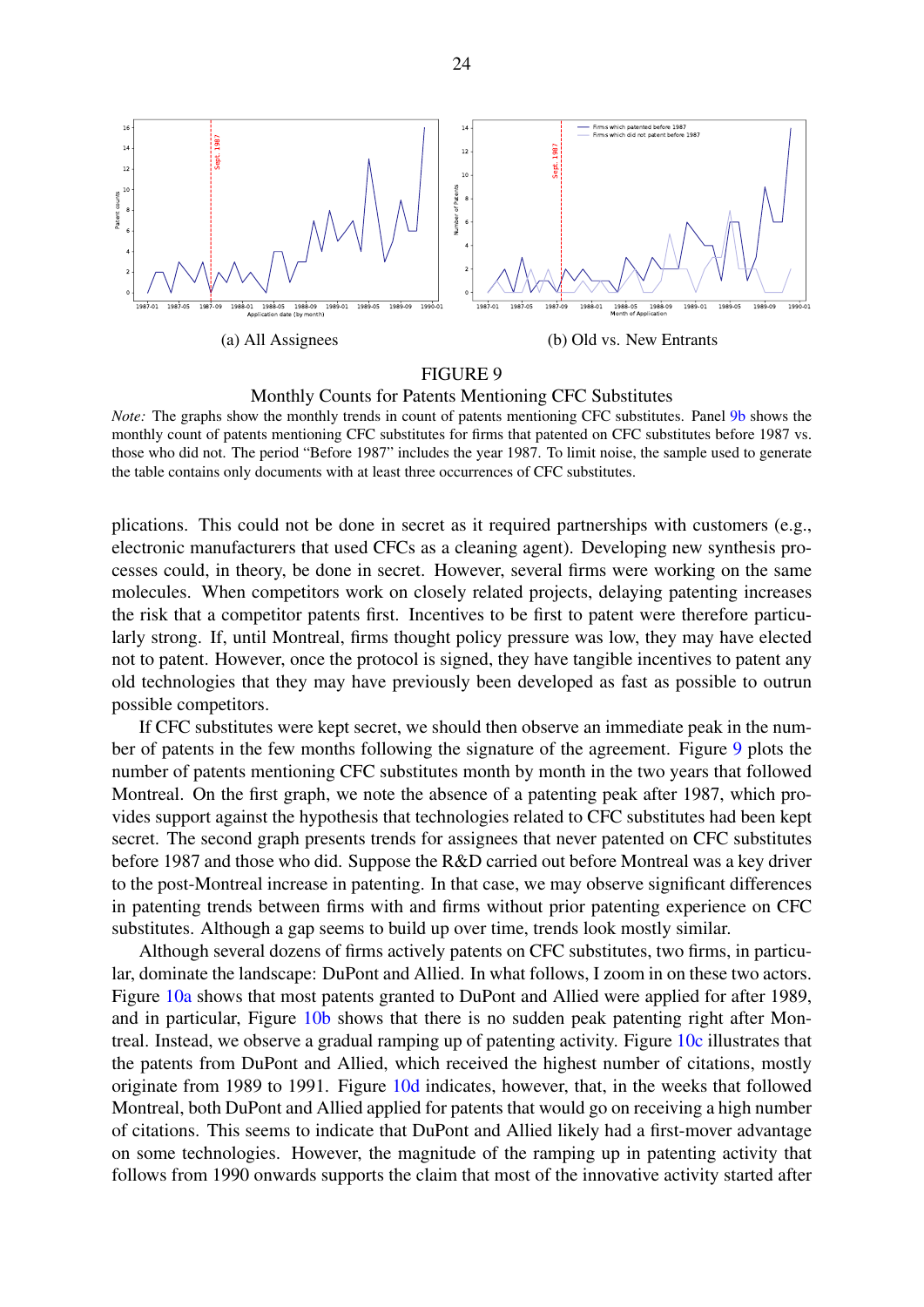(a) All Assignees

(b) Old vs. New Entrants

FIGURE 9

Monthly Counts for Patents Mentioning CFC Substitutes

*Note:* The graphs show the monthly trends in count of patents mentioning CFC substitutes. Panel 9b shows the monthly count of patents mentioning CFC substitutes for firms that patented on CFC substitutes before 1987 vs. those who did not. The period "Before 1987" includes the year 1987. To limit noise, the sample used to generate the table contains only documents with at least three occurrences of CFC substitutes.

plications. This could not be done in secret as it required partnerships with customers (e.g., electronic manufacturers that used CFCs as a cleaning agent). Developing new synthesis processes could, in theory, be done in secret. However, several firms were working on the same molecules. When competitors work on closely related projects, delaying patenting increases the risk that a competitor patents first. Incentives to be first to patent were therefore particularly strong. If, until Montreal, firms thought policy pressure was low, they may have elected not to patent. However, once the protocol is signed, they have tangible incentives to patent any old technologies that they may have previously been developed as fast as possible to outrun possible competitors.

If CFC substitutes were kept secret, we should then observe an immediate peak in the number of patents in the few months following the signature of the agreement. Figure 9 plots the number of patents mentioning CFC substitutes month by month in the two years that followed Montreal. On the first graph, we note the absence of a patenting peak after 1987, which provides support against the hypothesis that technologies related to CFC substitutes had been kept secret. The second graph presents trends for assignees that never patented on CFC substitutes before 1987 and those who did. Suppose the R&D carried out before Montreal was a key driver to the post-Montreal increase in patenting. In that case, we may observe significant differences in patenting trends between firms with and firms without prior patenting experience on CFC substitutes. Although a gap seems to build up over time, trends look mostly similar.

Although several dozens of firms actively patents on CFC substitutes, two firms, in particular, dominate the landscape: DuPont and Allied. In what follows, I zoom in on these two actors. Figure 10a shows that most patents granted to DuPont and Allied were applied for after 1989, and in particular, Figure 10b shows that there is no sudden peak patenting right after Montreal. Instead, we observe a gradual ramping up of patenting activity. Figure 10c illustrates that the patents from DuPont and Allied, which received the highest number of citations, mostly originate from 1989 to 1991. Figure 10d indicates, however, that, in the weeks that followed Montreal, both DuPont and Allied applied for patents that would go on receiving a high number of citations. This seems to indicate that DuPont and Allied likely had a first-mover advantage on some technologies. However, the magnitude of the ramping up in patenting activity that follows from 1990 onwards supports the claim that most of the innovative activity started after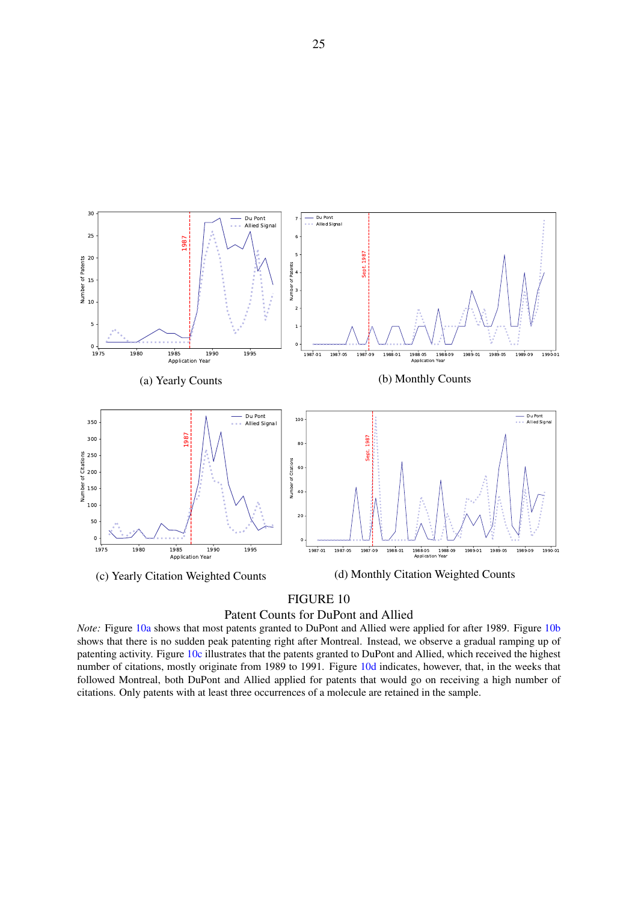(a) Yearly Counts

(b) Monthly Counts

(c) Yearly Citation Weighted Counts

(d) Monthly Citation Weighted Counts

FIGURE 10

Patent Counts for DuPont and Allied

*Note:* Figure 10a shows that most patents granted to DuPont and Allied were applied for after 1989. Figure 10b shows that there is no sudden peak patenting right after Montreal. Instead, we observe a gradual ramping up of patenting activity. Figure 10c illustrates that the patents granted to DuPont and Allied, which received the highest number of citations, mostly originate from 1989 to 1991. Figure 10d indicates, however, that, in the weeks that followed Montreal, both DuPont and Allied applied for patents that would go on receiving a high number of citations. Only patents with at least three occurrences of a molecule are retained in the sample.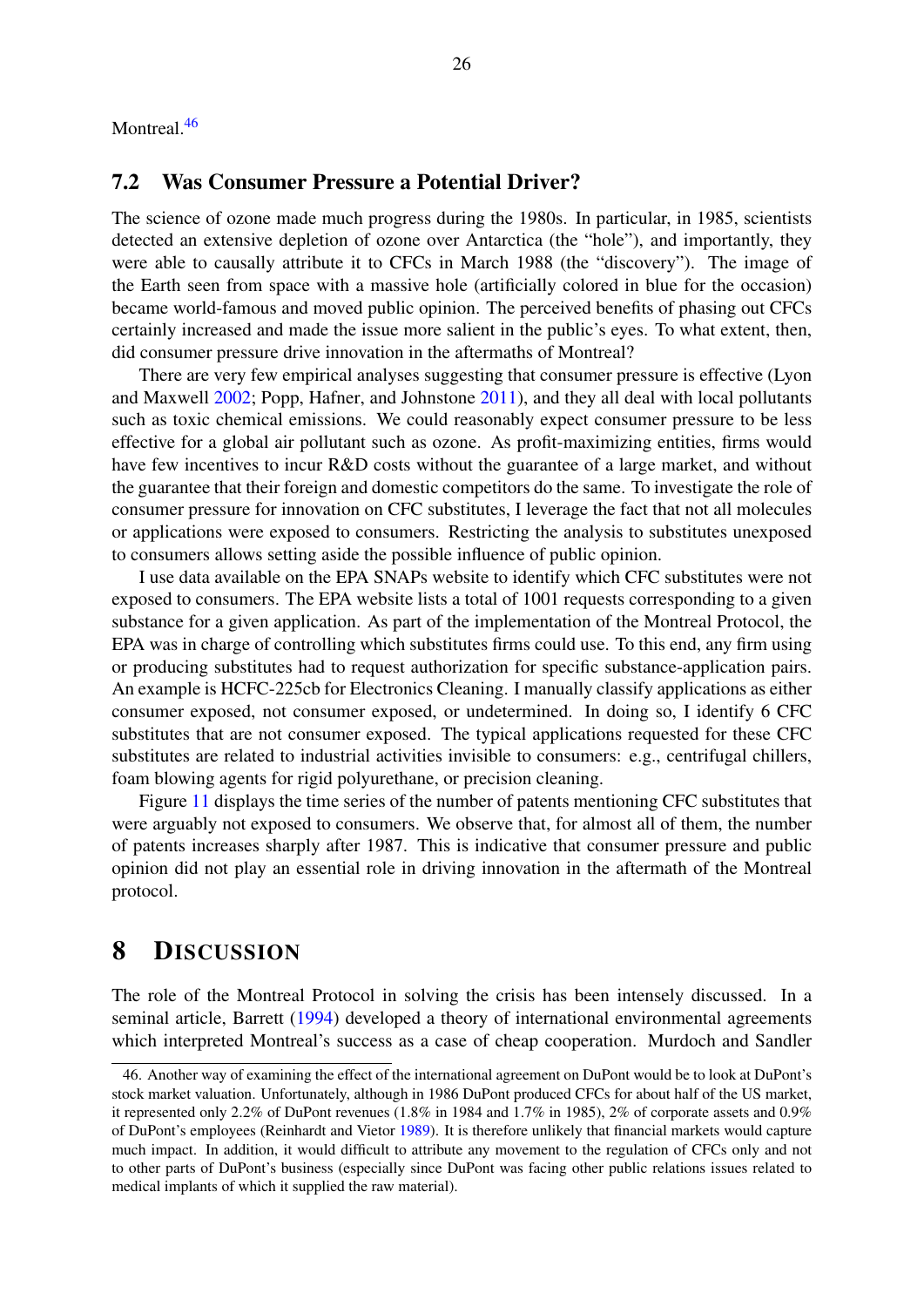Montreal.[46]

## 7.2 Was Consumer Pressure a Potential Driver?

The science of ozone made much progress during the 1980s. In particular, in 1985, scientists detected an extensive depletion of ozone over Antarctica (the "hole"), and importantly, they were able to causally attribute it to CFCs in March 1988 (the "discovery"). The image of the Earth seen from space with a massive hole (artificially colored in blue for the occasion) became world-famous and moved public opinion. The perceived benefits of phasing out CFCs certainly increased and made the issue more salient in the public's eyes. To what extent, then, did consumer pressure drive innovation in the aftermaths of Montreal?

There are very few empirical analyses suggesting that consumer pressure is effective (Lyon and Maxwell 2002; Popp, Hafner, and Johnstone 2011), and they all deal with local pollutants such as toxic chemical emissions. We could reasonably expect consumer pressure to be less effective for a global air pollutant such as ozone. As profit-maximizing entities, firms would have few incentives to incur R&D costs without the guarantee of a large market, and without the guarantee that their foreign and domestic competitors do the same. To investigate the role of consumer pressure for innovation on CFC substitutes, I leverage the fact that not all molecules or applications were exposed to consumers. Restricting the analysis to substitutes unexposed to consumers allows setting aside the possible influence of public opinion.

I use data available on the EPA SNAPs website to identify which CFC substitutes were not exposed to consumers. The EPA website lists a total of 1001 requests corresponding to a given substance for a given application. As part of the implementation of the Montreal Protocol, the EPA was in charge of controlling which substitutes firms could use. To this end, any firm using or producing substitutes had to request authorization for specific substance-application pairs. An example is HCFC-225cb for Electronics Cleaning. I manually classify applications as either consumer exposed, not consumer exposed, or undetermined. In doing so, I identify 6 CFC substitutes that are not consumer exposed. The typical applications requested for these CFC substitutes are related to industrial activities invisible to consumers: e.g., centrifugal chillers, foam blowing agents for rigid polyurethane, or precision cleaning.

Figure 11 displays the time series of the number of patents mentioning CFC substitutes that were arguably not exposed to consumers. We observe that, for almost all of them, the number of patents increases sharply after 1987. This is indicative that consumer pressure and public opinion did not play an essential role in driving innovation in the aftermath of the Montreal protocol.

# 8 Discussion

The role of the Montreal Protocol in solving the crisis has been intensely discussed. In a seminal article, Barrett (1994) developed a theory of international environmental agreements which interpreted Montreal's success as a case of cheap cooperation. Murdoch and Sandler

46. Another way of examining the effect of the international agreement on DuPont would be to look at DuPont's stock market valuation. Unfortunately, although in 1986 DuPont produced CFCs for about half of the US market, it represented only 2.2% of DuPont revenues (1.8% in 1984 and 1.7% in 1985), 2% of corporate assets and 0.9% of DuPont's employees (Reinhardt and Vietor 1989). It is therefore unlikely that financial markets would capture much impact. In addition, it would difficult to attribute any movement to the regulation of CFCs only and not to other parts of DuPont's business (especially since DuPont was facing other public relations issues related to medical implants of which it supplied the raw material).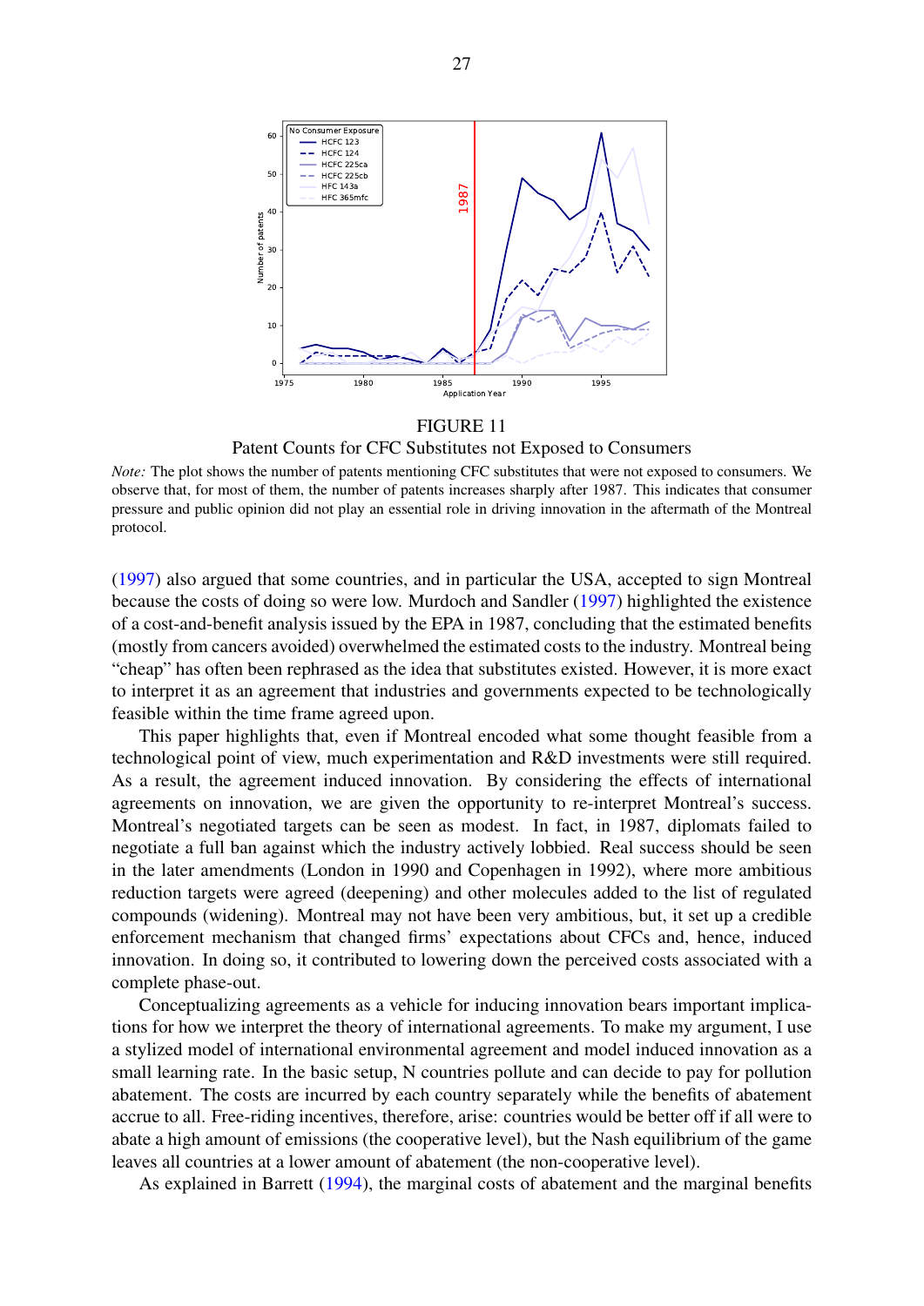FIGURE 11

Patent Counts for CFC Substitutes not Exposed to Consumers

*Note:* The plot shows the number of patents mentioning CFC substitutes that were not exposed to consumers. We observe that, for most of them, the number of patents increases sharply after 1987. This indicates that consumer pressure and public opinion did not play an essential role in driving innovation in the aftermath of the Montreal protocol.

(1997) also argued that some countries, and in particular the USA, accepted to sign Montreal because the costs of doing so were low. Murdoch and Sandler (1997) highlighted the existence of a cost-and-benefit analysis issued by the EPA in 1987, concluding that the estimated benefits (mostly from cancers avoided) overwhelmed the estimated costs to the industry. Montreal being "cheap" has often been rephrased as the idea that substitutes existed. However, it is more exact to interpret it as an agreement that industries and governments expected to be technologically feasible within the time frame agreed upon.

This paper highlights that, even if Montreal encoded what some thought feasible from a technological point of view, much experimentation and R&D investments were still required. As a result, the agreement induced innovation. By considering the effects of international agreements on innovation, we are given the opportunity to re-interpret Montreal's success. Montreal's negotiated targets can be seen as modest. In fact, in 1987, diplomats failed to negotiate a full ban against which the industry actively lobbied. Real success should be seen in the later amendments (London in 1990 and Copenhagen in 1992), where more ambitious reduction targets were agreed (deepening) and other molecules added to the list of regulated compounds (widening). Montreal may not have been very ambitious, but, it set up a credible enforcement mechanism that changed firms' expectations about CFCs and, hence, induced innovation. In doing so, it contributed to lowering down the perceived costs associated with a complete phase-out.

Conceptualizing agreements as a vehicle for inducing innovation bears important implications for how we interpret the theory of international agreements. To make my argument, I use a stylized model of international environmental agreement and model induced innovation as a small learning rate. In the basic setup, N countries pollute and can decide to pay for pollution abatement. The costs are incurred by each country separately while the benefits of abatement accrue to all. Free-riding incentives, therefore, arise: countries would be better off if all were to abate a high amount of emissions (the cooperative level), but the Nash equilibrium of the game leaves all countries at a lower amount of abatement (the non-cooperative level).

As explained in Barrett (1994), the marginal costs of abatement and the marginal benefits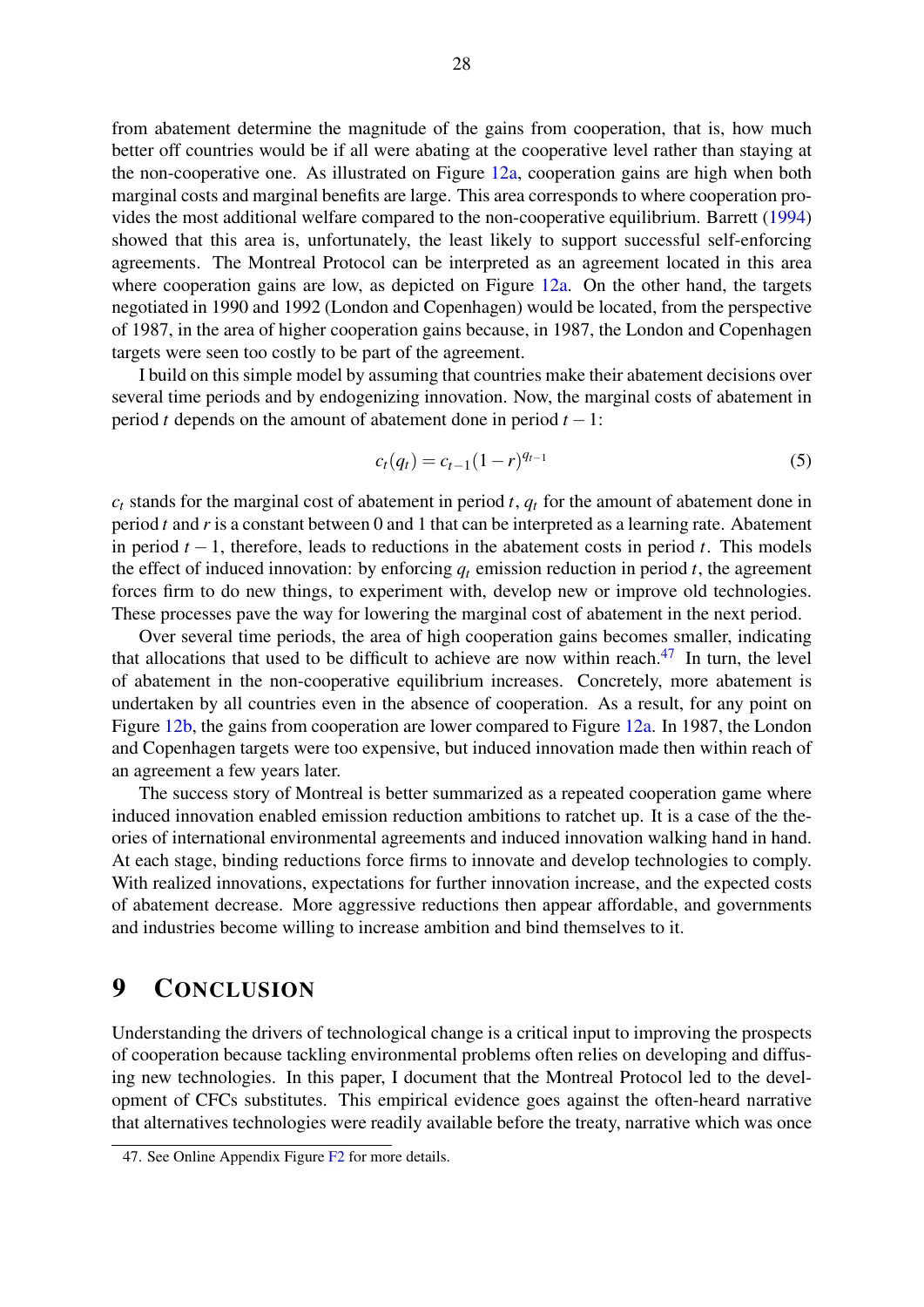from abatement determine the magnitude of the gains from cooperation, that is, how much better off countries would be if all were abating at the cooperative level rather than staying at the non-cooperative one. As illustrated on Figure 12a, cooperation gains are high when both marginal costs and marginal benefits are large. This area corresponds to where cooperation provides the most additional welfare compared to the non-cooperative equilibrium. Barrett (1994) showed that this area is, unfortunately, the least likely to support successful self-enforcing agreements. The Montreal Protocol can be interpreted as an agreement located in this area where cooperation gains are low, as depicted on Figure 12a. On the other hand, the targets negotiated in 1990 and 1992 (London and Copenhagen) would be located, from the perspective of 1987, in the area of higher cooperation gains because, in 1987, the London and Copenhagen targets were seen too costly to be part of the agreement.

I build on this simple model by assuming that countries make their abatement decisions over several time periods and by endogenizing innovation. Now, the marginal costs of abatement in period $t$ depends on the amount of abatement done in period $t-1$:

$$c_t(q_t) = c_{t-1}(1-r)^{q_{t-1}} \tag{5}$$

$c_t$ stands for the marginal cost of abatement in period $t$, $q_t$ for the amount of abatement done in period $t$ and $r$ is a constant between 0 and 1 that can be interpreted as a learning rate. Abatement in period $t-1$, therefore, leads to reductions in the abatement costs in period $t$. This models the effect of induced innovation: by enforcing $q_t$ emission reduction in period $t$, the agreement forces firm to do new things, to experiment with, develop new or improve old technologies. These processes pave the way for lowering the marginal cost of abatement in the next period.

Over several time periods, the area of high cooperation gains becomes smaller, indicating that allocations that used to be difficult to achieve are now within reach.[47] In turn, the level of abatement in the non-cooperative equilibrium increases. Concretely, more abatement is undertaken by all countries even in the absence of cooperation. As a result, for any point on Figure 12b, the gains from cooperation are lower compared to Figure 12a. In 1987, the London and Copenhagen targets were too expensive, but induced innovation made then within reach of an agreement a few years later.

The success story of Montreal is better summarized as a repeated cooperation game where induced innovation enabled emission reduction ambitions to ratchet up. It is a case of the theories of international environmental agreements and induced innovation walking hand in hand. At each stage, binding reductions force firms to innovate and develop technologies to comply. With realized innovations, expectations for further innovation increase, and the expected costs of abatement decrease. More aggressive reductions then appear affordable, and governments and industries become willing to increase ambition and bind themselves to it.

# 9 Conclusion

Understanding the drivers of technological change is a critical input to improving the prospects of cooperation because tackling environmental problems often relies on developing and diffusing new technologies. In this paper, I document that the Montreal Protocol led to the development of CFCs substitutes. This empirical evidence goes against the often-heard narrative that alternatives technologies were readily available before the treaty, narrative which was once

47. See Online Appendix Figure F2 for more details.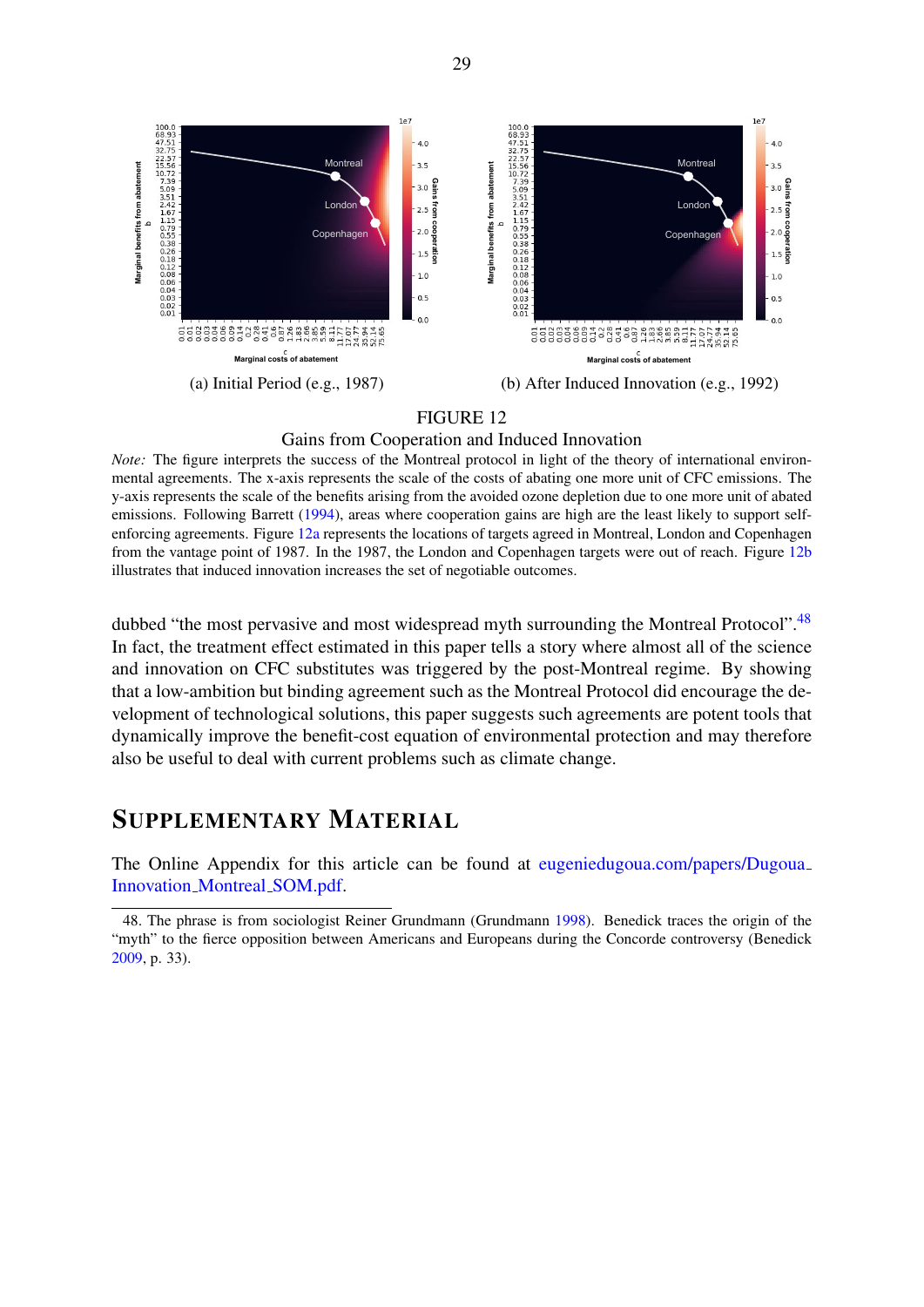(a) Initial Period (e.g., 1987)

(b) After Induced Innovation (e.g., 1992)

FIGURE 12

Gains from Cooperation and Induced Innovation

*Note:* The figure interprets the success of the Montreal protocol in light of the theory of international environmental agreements. The x-axis represents the scale of the costs of abating one more unit of CFC emissions. The y-axis represents the scale of the benefits arising from the avoided ozone depletion due to one more unit of abated emissions. Following Barrett (1994), areas where cooperation gains are high are the least likely to support self-enforcing agreements. Figure 12a represents the locations of targets agreed in Montreal, London and Copenhagen from the vantage point of 1987. In the 1987, the London and Copenhagen targets were out of reach. Figure 12b illustrates that induced innovation increases the set of negotiable outcomes.

dubbed "the most pervasive and most widespread myth surrounding the Montreal Protocol".[48] In fact, the treatment effect estimated in this paper tells a story where almost all of the science and innovation on CFC substitutes was triggered by the post-Montreal regime. By showing that a low-ambition but binding agreement such as the Montreal Protocol did encourage the development of technological solutions, this paper suggests such agreements are potent tools that dynamically improve the benefit-cost equation of environmental protection and may therefore also be useful to deal with current problems such as climate change.

# Supplementary Material

The Online Appendix for this article can be found at eugeniedugoua.com/papers/Dugoua_Innovation_Montreal_SOM.pdf.

48. The phrase is from sociologist Reiner Grundmann (Grundmann 1998). Benedick traces the origin of the "myth" to the fierce opposition between Americans and Europeans during the Concorde controversy (Benedick 2009, p. 33).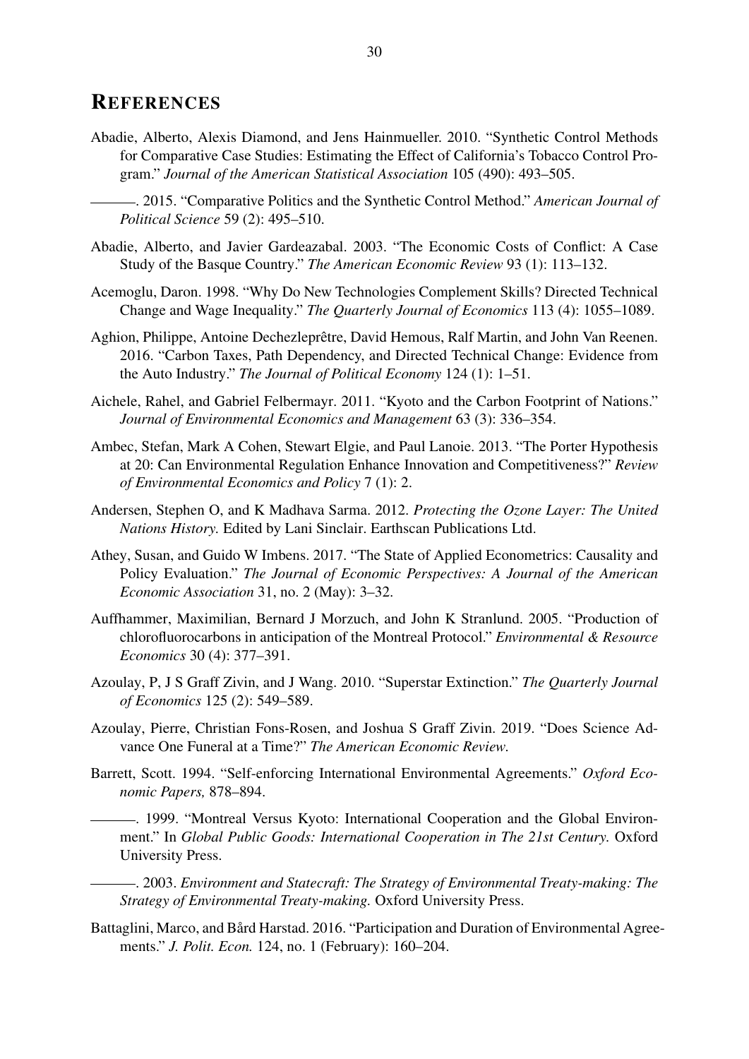# REFERENCES

Abadie, Alberto, Alexis Diamond, and Jens Hainmueller. 2010. "Synthetic Control Methods for Comparative Case Studies: Estimating the Effect of California's Tobacco Control Program." *Journal of the American Statistical Association* 105 (490): 493–505.

———. 2015. "Comparative Politics and the Synthetic Control Method." *American Journal of Political Science* 59 (2): 495–510.

Abadie, Alberto, and Javier Gardeazabal. 2003. "The Economic Costs of Conflict: A Case Study of the Basque Country." *The American Economic Review* 93 (1): 113–132.

Acemoglu, Daron. 1998. "Why Do New Technologies Complement Skills? Directed Technical Change and Wage Inequality." *The Quarterly Journal of Economics* 113 (4): 1055–1089.

Aghion, Philippe, Antoine Dechezleprêtre, David Hemous, Ralf Martin, and John Van Reenen. 2016. "Carbon Taxes, Path Dependency, and Directed Technical Change: Evidence from the Auto Industry." *The Journal of Political Economy* 124 (1): 1–51.

Aichele, Rahel, and Gabriel Felbermayr. 2011. "Kyoto and the Carbon Footprint of Nations." *Journal of Environmental Economics and Management* 63 (3): 336–354.

Ambec, Stefan, Mark A Cohen, Stewart Elgie, and Paul Lanoie. 2013. "The Porter Hypothesis at 20: Can Environmental Regulation Enhance Innovation and Competitiveness?" *Review of Environmental Economics and Policy* 7 (1): 2.

Andersen, Stephen O, and K Madhava Sarma. 2012. *Protecting the Ozone Layer: The United Nations History.* Edited by Lani Sinclair. Earthscan Publications Ltd.

Athey, Susan, and Guido W Imbens. 2017. "The State of Applied Econometrics: Causality and Policy Evaluation." *The Journal of Economic Perspectives: A Journal of the American Economic Association* 31, no. 2 (May): 3–32.

Auffhammer, Maximilian, Bernard J Morzuch, and John K Stranlund. 2005. "Production of chlorofluorocarbons in anticipation of the Montreal Protocol." *Environmental & Resource Economics* 30 (4): 377–391.

Azoulay, P, J S Graff Zivin, and J Wang. 2010. "Superstar Extinction." *The Quarterly Journal of Economics* 125 (2): 549–589.

Azoulay, Pierre, Christian Fons-Rosen, and Joshua S Graff Zivin. 2019. "Does Science Advance One Funeral at a Time?" *The American Economic Review.*

Barrett, Scott. 1994. "Self-enforcing International Environmental Agreements." *Oxford Economic Papers,* 878–894.

———. 1999. "Montreal Versus Kyoto: International Cooperation and the Global Environment." In *Global Public Goods: International Cooperation in The 21st Century.* Oxford University Press.

———. 2003. *Environment and Statecraft: The Strategy of Environmental Treaty-making: The Strategy of Environmental Treaty-making.* Oxford University Press.

Battaglini, Marco, and Bård Harstad. 2016. "Participation and Duration of Environmental Agreements." *J. Polit. Econ.* 124, no. 1 (February): 160–204.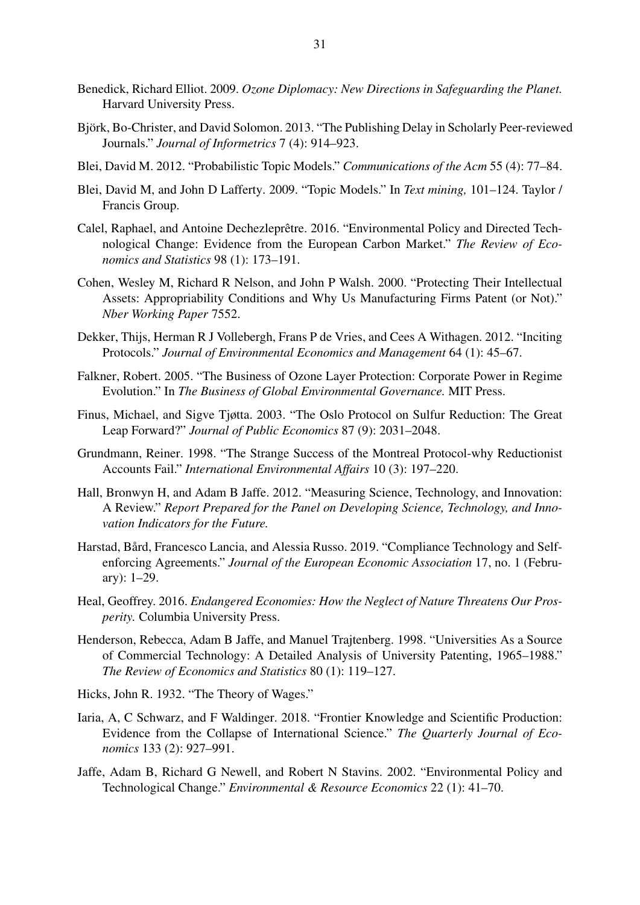Benedick, Richard Elliot. 2009. *Ozone Diplomacy: New Directions in Safeguarding the Planet.* Harvard University Press.

Björk, Bo-Christer, and David Solomon. 2013. "The Publishing Delay in Scholarly Peer-reviewed Journals." *Journal of Informetrics* 7 (4): 914–923.

Blei, David M. 2012. "Probabilistic Topic Models." *Communications of the Acm* 55 (4): 77–84.

Blei, David M, and John D Lafferty. 2009. "Topic Models." In *Text mining,* 101–124. Taylor / Francis Group.

Calel, Raphael, and Antoine Dechezleprêtre. 2016. "Environmental Policy and Directed Technological Change: Evidence from the European Carbon Market." *The Review of Economics and Statistics* 98 (1): 173–191.

Cohen, Wesley M, Richard R Nelson, and John P Walsh. 2000. "Protecting Their Intellectual Assets: Appropriability Conditions and Why Us Manufacturing Firms Patent (or Not)." *Nber Working Paper* 7552.

Dekker, Thijs, Herman R J Vollebergh, Frans P de Vries, and Cees A Withagen. 2012. "Inciting Protocols." *Journal of Environmental Economics and Management* 64 (1): 45–67.

Falkner, Robert. 2005. "The Business of Ozone Layer Protection: Corporate Power in Regime Evolution." In *The Business of Global Environmental Governance.* MIT Press.

Finus, Michael, and Sigve Tjøtta. 2003. "The Oslo Protocol on Sulfur Reduction: The Great Leap Forward?" *Journal of Public Economics* 87 (9): 2031–2048.

Grundmann, Reiner. 1998. "The Strange Success of the Montreal Protocol-why Reductionist Accounts Fail." *International Environmental Affairs* 10 (3): 197–220.

Hall, Bronwyn H, and Adam B Jaffe. 2012. "Measuring Science, Technology, and Innovation: A Review." *Report Prepared for the Panel on Developing Science, Technology, and Innovation Indicators for the Future.*

Harstad, Bård, Francesco Lancia, and Alessia Russo. 2019. "Compliance Technology and Self-enforcing Agreements." *Journal of the European Economic Association* 17, no. 1 (February): 1–29.

Heal, Geoffrey. 2016. *Endangered Economies: How the Neglect of Nature Threatens Our Prosperity.* Columbia University Press.

Henderson, Rebecca, Adam B Jaffe, and Manuel Trajtenberg. 1998. "Universities As a Source of Commercial Technology: A Detailed Analysis of University Patenting, 1965–1988." *The Review of Economics and Statistics* 80 (1): 119–127.

Hicks, John R. 1932. "The Theory of Wages."

Iaria, A, C Schwarz, and F Waldinger. 2018. "Frontier Knowledge and Scientific Production: Evidence from the Collapse of International Science." *The Quarterly Journal of Economics* 133 (2): 927–991.

Jaffe, Adam B, Richard G Newell, and Robert N Stavins. 2002. "Environmental Policy and Technological Change." *Environmental & Resource Economics* 22 (1): 41–70.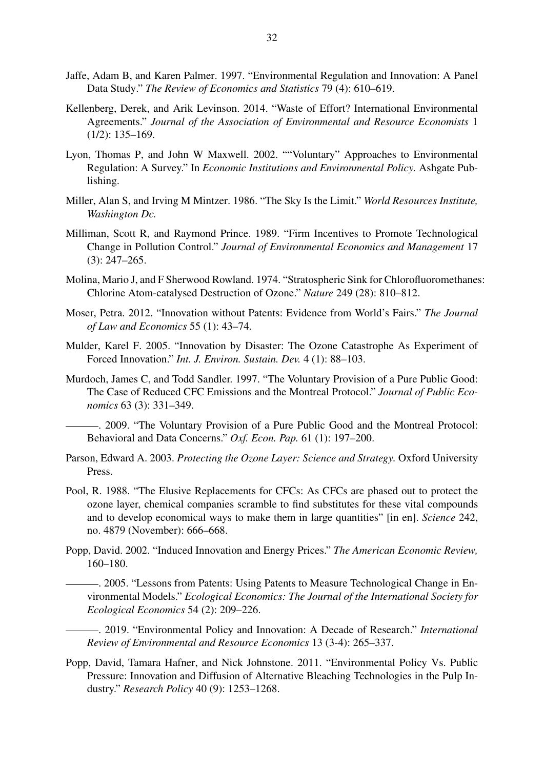Jaffe, Adam B, and Karen Palmer. 1997. "Environmental Regulation and Innovation: A Panel Data Study." *The Review of Economics and Statistics* 79 (4): 610–619.

Kellenberg, Derek, and Arik Levinson. 2014. "Waste of Effort? International Environmental Agreements." *Journal of the Association of Environmental and Resource Economists* 1 (1/2): 135–169.

Lyon, Thomas P, and John W Maxwell. 2002. ""Voluntary" Approaches to Environmental Regulation: A Survey." In *Economic Institutions and Environmental Policy.* Ashgate Publishing.

Miller, Alan S, and Irving M Mintzer. 1986. "The Sky Is the Limit." *World Resources Institute, Washington Dc.*

Milliman, Scott R, and Raymond Prince. 1989. "Firm Incentives to Promote Technological Change in Pollution Control." *Journal of Environmental Economics and Management* 17 (3): 247–265.

Molina, Mario J, and F Sherwood Rowland. 1974. "Stratospheric Sink for Chlorofluoromethanes: Chlorine Atom-catalysed Destruction of Ozone." *Nature* 249 (28): 810–812.

Moser, Petra. 2012. "Innovation without Patents: Evidence from World's Fairs." *The Journal of Law and Economics* 55 (1): 43–74.

Mulder, Karel F. 2005. "Innovation by Disaster: The Ozone Catastrophe As Experiment of Forced Innovation." *Int. J. Environ. Sustain. Dev.* 4 (1): 88–103.

Murdoch, James C, and Todd Sandler. 1997. "The Voluntary Provision of a Pure Public Good: The Case of Reduced CFC Emissions and the Montreal Protocol." *Journal of Public Economics* 63 (3): 331–349.

———. 2009. "The Voluntary Provision of a Pure Public Good and the Montreal Protocol: Behavioral and Data Concerns." *Oxf. Econ. Pap.* 61 (1): 197–200.

Parson, Edward A. 2003. *Protecting the Ozone Layer: Science and Strategy.* Oxford University Press.

Pool, R. 1988. "The Elusive Replacements for CFCs: As CFCs are phased out to protect the ozone layer, chemical companies scramble to find substitutes for these vital compounds and to develop economical ways to make them in large quantities" [in en]. *Science* 242, no. 4879 (November): 666–668.

Popp, David. 2002. "Induced Innovation and Energy Prices." *The American Economic Review,* 160–180.

———. 2005. "Lessons from Patents: Using Patents to Measure Technological Change in Environmental Models." *Ecological Economics: The Journal of the International Society for Ecological Economics* 54 (2): 209–226.

———. 2019. "Environmental Policy and Innovation: A Decade of Research." *International Review of Environmental and Resource Economics* 13 (3-4): 265–337.

Popp, David, Tamara Hafner, and Nick Johnstone. 2011. "Environmental Policy Vs. Public Pressure: Innovation and Diffusion of Alternative Bleaching Technologies in the Pulp Industry." *Research Policy* 40 (9): 1253–1268.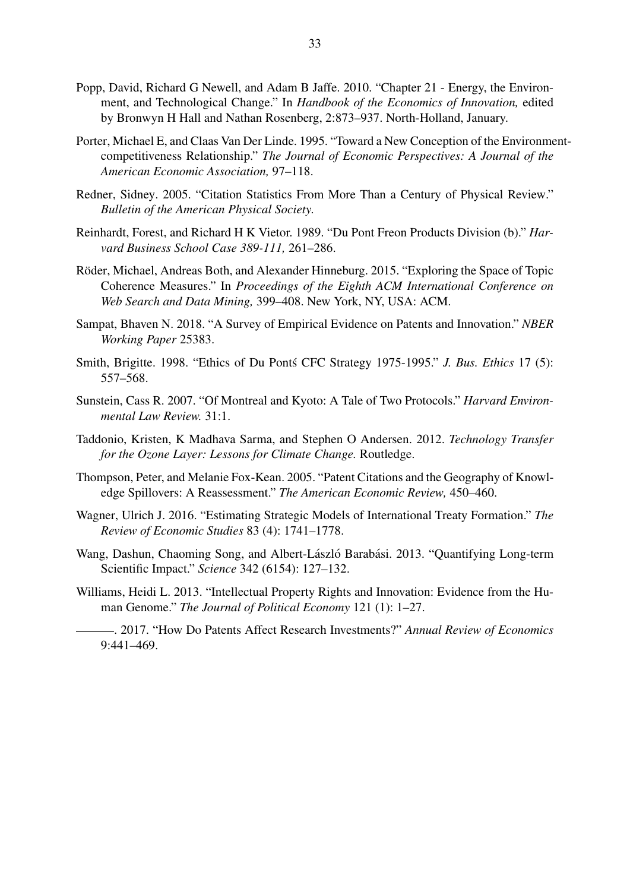Popp, David, Richard G Newell, and Adam B Jaffe. 2010. "Chapter 21 - Energy, the Environment, and Technological Change." In *Handbook of the Economics of Innovation,* edited by Bronwyn H Hall and Nathan Rosenberg, 2:873–937. North-Holland, January.

Porter, Michael E, and Claas Van Der Linde. 1995. "Toward a New Conception of the Environment-competitiveness Relationship." *The Journal of Economic Perspectives: A Journal of the American Economic Association,* 97–118.

Redner, Sidney. 2005. "Citation Statistics From More Than a Century of Physical Review." *Bulletin of the American Physical Society.*

Reinhardt, Forest, and Richard H K Vietor. 1989. "Du Pont Freon Products Division (b)." *Harvard Business School Case 389-111,* 261–286.

Röder, Michael, Andreas Both, and Alexander Hinneburg. 2015. "Exploring the Space of Topic Coherence Measures." In *Proceedings of the Eighth ACM International Conference on Web Search and Data Mining,* 399–408. New York, NY, USA: ACM.

Sampat, Bhaven N. 2018. "A Survey of Empirical Evidence on Patents and Innovation." *NBER Working Paper* 25383.

Smith, Brigitte. 1998. "Ethics of Du Pontś CFC Strategy 1975-1995." *J. Bus. Ethics* 17 (5): 557–568.

Sunstein, Cass R. 2007. "Of Montreal and Kyoto: A Tale of Two Protocols." *Harvard Environmental Law Review.* 31:1.

Taddonio, Kristen, K Madhava Sarma, and Stephen O Andersen. 2012. *Technology Transfer for the Ozone Layer: Lessons for Climate Change.* Routledge.

Thompson, Peter, and Melanie Fox-Kean. 2005. "Patent Citations and the Geography of Knowledge Spillovers: A Reassessment." *The American Economic Review,* 450–460.

Wagner, Ulrich J. 2016. "Estimating Strategic Models of International Treaty Formation." *The Review of Economic Studies* 83 (4): 1741–1778.

Wang, Dashun, Chaoming Song, and Albert-László Barabási. 2013. "Quantifying Long-term Scientific Impact." *Science* 342 (6154): 127–132.

Williams, Heidi L. 2013. "Intellectual Property Rights and Innovation: Evidence from the Human Genome." *The Journal of Political Economy* 121 (1): 1–27.

———. 2017. "How Do Patents Affect Research Investments?" *Annual Review of Economics* 9:441–469.